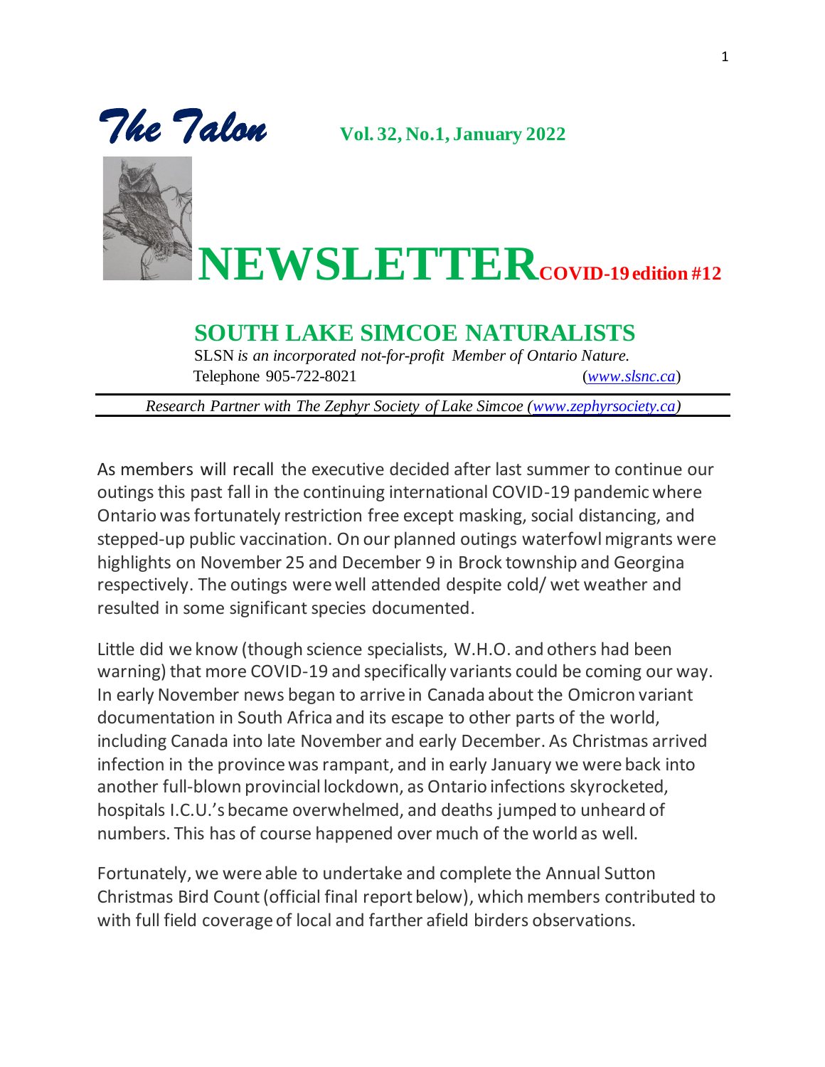# *The Talon* **Vol. 32, No.1, January 2022**

# NEWSLETTER COVID-19 edition #12

## SOUTH LAKE SIMCOE NATURALISTS

SLSN *is an incorporated not-for-profit Member of Ontario Nature.*
Telephone 905-722-8021 (*www.slsnc.ca*)

*Research Partner with The Zephyr Society of Lake Simcoe (www.zephyrsociety.ca)*

---

As members will recall the executive decided after last summer to continue our outings this past fall in the continuing international COVID-19 pandemic where Ontario was fortunately restriction free except masking, social distancing, and stepped-up public vaccination. On our planned outings waterfowl migrants were highlights on November 25 and December 9 in Brock township and Georgina respectively. The outings were well attended despite cold/ wet weather and resulted in some significant species documented.

Little did we know (though science specialists, W.H.O. and others had been warning) that more COVID-19 and specifically variants could be coming our way. In early November news began to arrive in Canada about the Omicron variant documentation in South Africa and its escape to other parts of the world, including Canada into late November and early December. As Christmas arrived infection in the province was rampant, and in early January we were back into another full-blown provincial lockdown, as Ontario infections skyrocketed, hospitals I.C.U.'s became overwhelmed, and deaths jumped to unheard of numbers. This has of course happened over much of the world as well.

Fortunately, we were able to undertake and complete the Annual Sutton Christmas Bird Count (official final report below), which members contributed to with full field coverage of local and farther afield birders observations.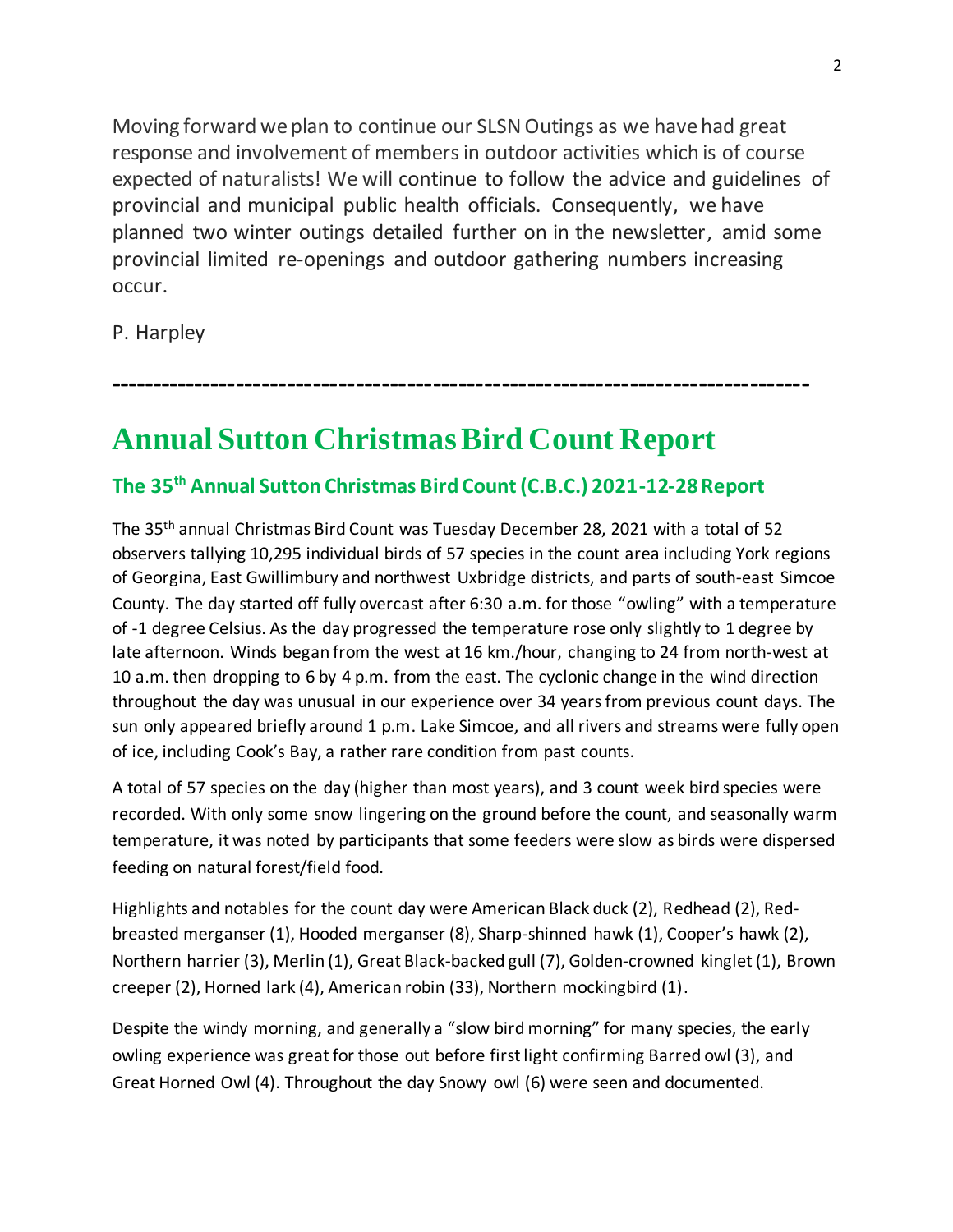Moving forward we plan to continue our SLSN Outings as we have had great response and involvement of members in outdoor activities which is of course expected of naturalists! We will continue to follow the advice and guidelines of provincial and municipal public health officials. Consequently, we have planned two winter outings detailed further on in the newsletter, amid some provincial limited re-openings and outdoor gathering numbers increasing occur.

P. Harpley

---

# Annual Sutton Christmas Bird Count Report

### The 35th Annual Sutton Christmas Bird Count (C.B.C.) 2021-12-28 Report

The 35th annual Christmas Bird Count was Tuesday December 28, 2021 with a total of 52 observers tallying 10,295 individual birds of 57 species in the count area including York regions of Georgina, East Gwillimbury and northwest Uxbridge districts, and parts of south-east Simcoe County. The day started off fully overcast after 6:30 a.m. for those "owling" with a temperature of -1 degree Celsius. As the day progressed the temperature rose only slightly to 1 degree by late afternoon. Winds began from the west at 16 km./hour, changing to 24 from north-west at 10 a.m. then dropping to 6 by 4 p.m. from the east. The cyclonic change in the wind direction throughout the day was unusual in our experience over 34 years from previous count days. The sun only appeared briefly around 1 p.m. Lake Simcoe, and all rivers and streams were fully open of ice, including Cook's Bay, a rather rare condition from past counts.

A total of 57 species on the day (higher than most years), and 3 count week bird species were recorded. With only some snow lingering on the ground before the count, and seasonally warm temperature, it was noted by participants that some feeders were slow as birds were dispersed feeding on natural forest/field food.

Highlights and notables for the count day were American Black duck (2), Redhead (2), Red-breasted merganser (1), Hooded merganser (8), Sharp-shinned hawk (1), Cooper's hawk (2), Northern harrier (3), Merlin (1), Great Black-backed gull (7), Golden-crowned kinglet (1), Brown creeper (2), Horned lark (4), American robin (33), Northern mockingbird (1).

Despite the windy morning, and generally a "slow bird morning" for many species, the early owling experience was great for those out before first light confirming Barred owl (3), and Great Horned Owl (4). Throughout the day Snowy owl (6) were seen and documented.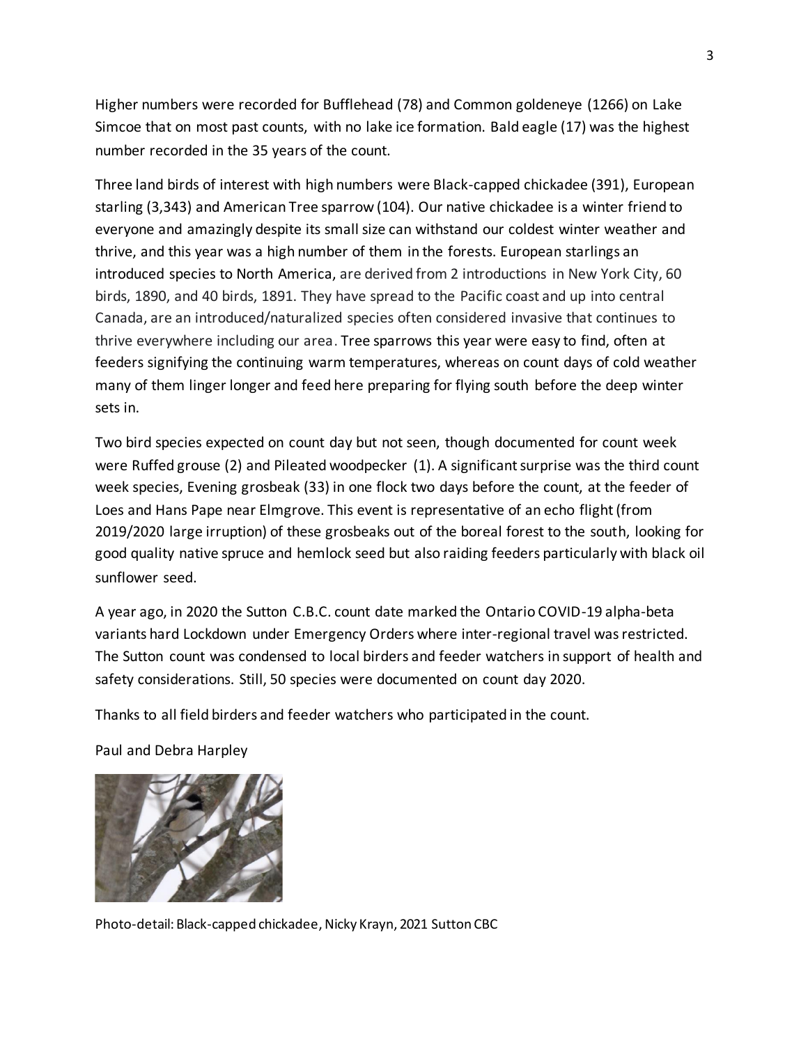Higher numbers were recorded for Bufflehead (78) and Common goldeneye (1266) on Lake Simcoe that on most past counts, with no lake ice formation. Bald eagle (17) was the highest number recorded in the 35 years of the count.

Three land birds of interest with high numbers were Black-capped chickadee (391), European starling (3,343) and American Tree sparrow (104). Our native chickadee is a winter friend to everyone and amazingly despite its small size can withstand our coldest winter weather and thrive, and this year was a high number of them in the forests. European starlings an introduced species to North America, are derived from 2 introductions in New York City, 60 birds, 1890, and 40 birds, 1891. They have spread to the Pacific coast and up into central Canada, are an introduced/naturalized species often considered invasive that continues to thrive everywhere including our area. Tree sparrows this year were easy to find, often at feeders signifying the continuing warm temperatures, whereas on count days of cold weather many of them linger longer and feed here preparing for flying south before the deep winter sets in.

Two bird species expected on count day but not seen, though documented for count week were Ruffed grouse (2) and Pileated woodpecker (1). A significant surprise was the third count week species, Evening grosbeak (33) in one flock two days before the count, at the feeder of Loes and Hans Pape near Elmgrove. This event is representative of an echo flight (from 2019/2020 large irruption) of these grosbeaks out of the boreal forest to the south, looking for good quality native spruce and hemlock seed but also raiding feeders particularly with black oil sunflower seed.

A year ago, in 2020 the Sutton C.B.C. count date marked the Ontario COVID-19 alpha-beta variants hard Lockdown under Emergency Orders where inter-regional travel was restricted. The Sutton count was condensed to local birders and feeder watchers in support of health and safety considerations. Still, 50 species were documented on count day 2020.

Thanks to all field birders and feeder watchers who participated in the count.

Paul and Debra Harpley

Photo-detail: Black-capped chickadee, Nicky Krayn, 2021 Sutton CBC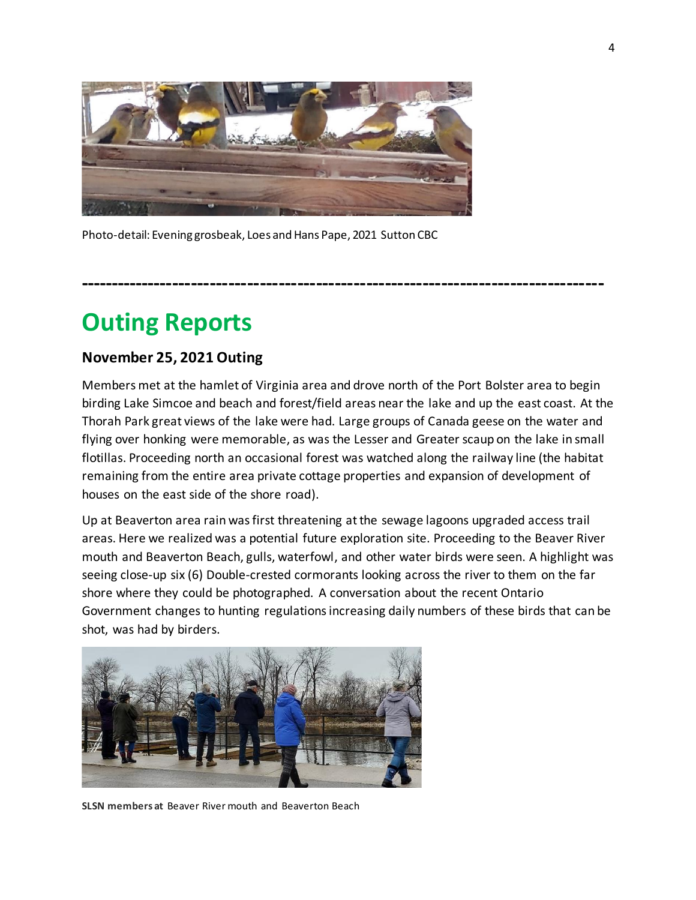Photo-detail: Evening grosbeak, Loes and Hans Pape, 2021 Sutton CBC

------------------------------------------------------------------------------------

# Outing Reports

### November 25, 2021 Outing

Members met at the hamlet of Virginia area and drove north of the Port Bolster area to begin birding Lake Simcoe and beach and forest/field areas near the lake and up the east coast. At the Thorah Park great views of the lake were had. Large groups of Canada geese on the water and flying over honking were memorable, as was the Lesser and Greater scaup on the lake in small flotillas. Proceeding north an occasional forest was watched along the railway line (the habitat remaining from the entire area private cottage properties and expansion of development of houses on the east side of the shore road).

Up at Beaverton area rain was first threatening at the sewage lagoons upgraded access trail areas. Here we realized was a potential future exploration site. Proceeding to the Beaver River mouth and Beaverton Beach, gulls, waterfowl, and other water birds were seen. A highlight was seeing close-up six (6) Double-crested cormorants looking across the river to them on the far shore where they could be photographed. A conversation about the recent Ontario Government changes to hunting regulations increasing daily numbers of these birds that can be shot, was had by birders.

**SLSN members at** Beaver River mouth and Beaverton Beach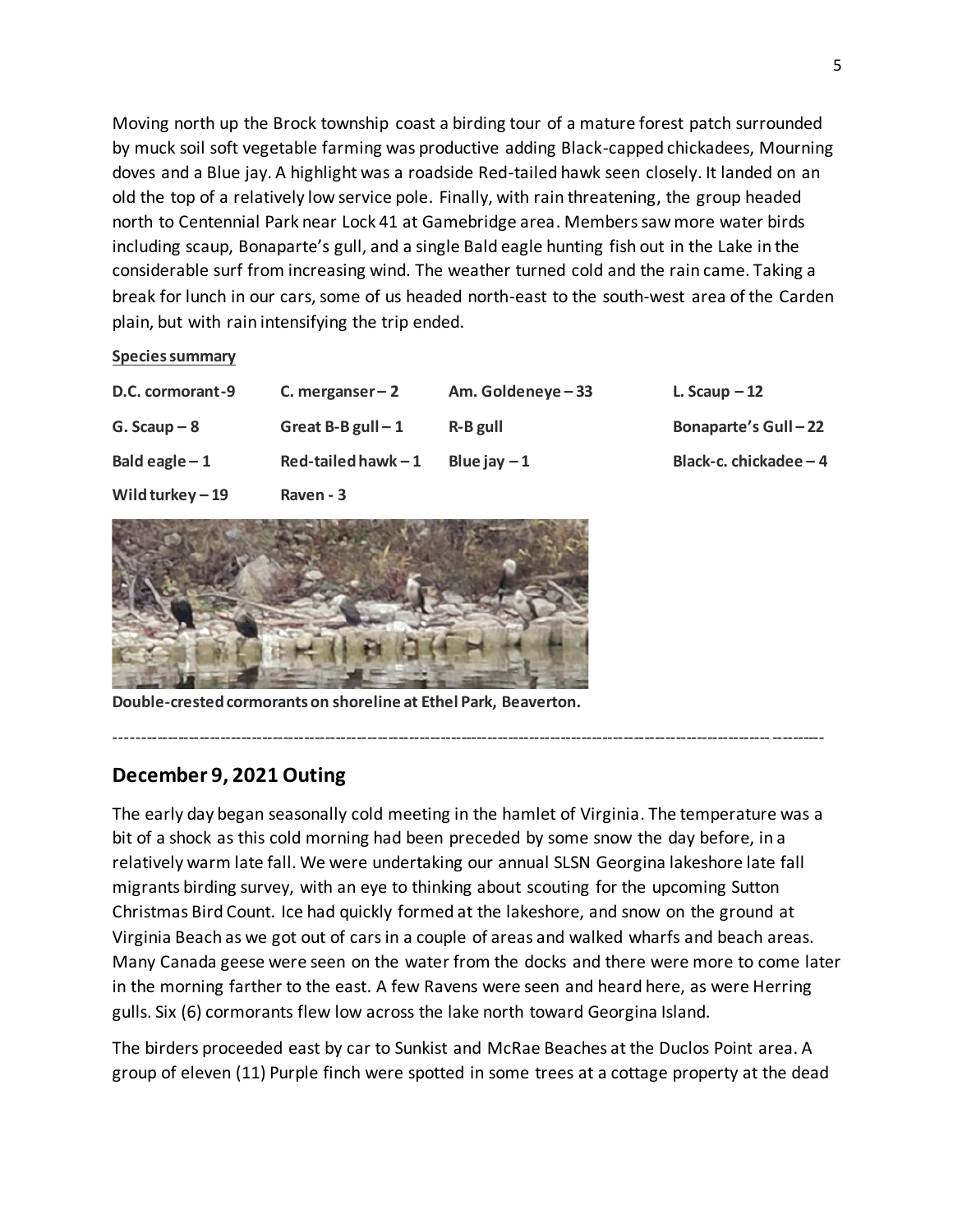Moving north up the Brock township coast a birding tour of a mature forest patch surrounded by muck soil soft vegetable farming was productive adding Black-capped chickadees, Mourning doves and a Blue jay. A highlight was a roadside Red-tailed hawk seen closely. It landed on an old the top of a relatively low service pole. Finally, with rain threatening, the group headed north to Centennial Park near Lock 41 at Gamebridge area. Members saw more water birds including scaup, Bonaparte's gull, and a single Bald eagle hunting fish out in the Lake in the considerable surf from increasing wind. The weather turned cold and the rain came. Taking a break for lunch in our cars, some of us headed north-east to the south-west area of the Carden plain, but with rain intensifying the trip ended.

**Species summary**

| | | | |
|---|---|---|---|
| **D.C. cormorant-9** | **C. merganser – 2** | **Am. Goldeneye – 33** | **L. Scaup – 12** |
| **G. Scaup – 8** | **Great B-B gull – 1** | **R-B gull** | **Bonaparte's Gull – 22** |
| **Bald eagle – 1** | **Red-tailed hawk – 1** | **Blue jay – 1** | **Black-c. chickadee – 4** |
| **Wild turkey – 19** | **Raven - 3** | | |

**Double-crested cormorants on shoreline at Ethel Park, Beaverton.**

---

## December 9, 2021 Outing

The early day began seasonally cold meeting in the hamlet of Virginia. The temperature was a bit of a shock as this cold morning had been preceded by some snow the day before, in a relatively warm late fall. We were undertaking our annual SLSN Georgina lakeshore late fall migrants birding survey, with an eye to thinking about scouting for the upcoming Sutton Christmas Bird Count. Ice had quickly formed at the lakeshore, and snow on the ground at Virginia Beach as we got out of cars in a couple of areas and walked wharfs and beach areas. Many Canada geese were seen on the water from the docks and there were more to come later in the morning farther to the east. A few Ravens were seen and heard here, as were Herring gulls. Six (6) cormorants flew low across the lake north toward Georgina Island.

The birders proceeded east by car to Sunkist and McRae Beaches at the Duclos Point area. A group of eleven (11) Purple finch were spotted in some trees at a cottage property at the dead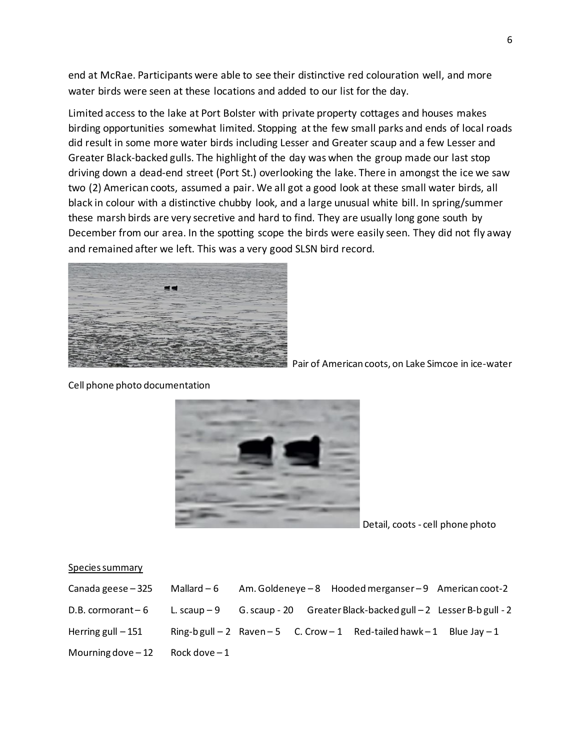end at McRae. Participants were able to see their distinctive red colouration well, and more water birds were seen at these locations and added to our list for the day.

Limited access to the lake at Port Bolster with private property cottages and houses makes birding opportunities somewhat limited. Stopping at the few small parks and ends of local roads did result in some more water birds including Lesser and Greater scaup and a few Lesser and Greater Black-backed gulls. The highlight of the day was when the group made our last stop driving down a dead-end street (Port St.) overlooking the lake. There in amongst the ice we saw two (2) American coots, assumed a pair. We all got a good look at these small water birds, all black in colour with a distinctive chubby look, and a large unusual white bill. In spring/summer these marsh birds are very secretive and hard to find. They are usually long gone south by December from our area. In the spotting scope the birds were easily seen. They did not fly away and remained after we left. This was a very good SLSN bird record.

Pair of American coots, on Lake Simcoe in ice-water

Cell phone photo documentation

Detail, coots - cell phone photo

Species summary

Canada geese – 325 Mallard – 6 Am. Goldeneye – 8 Hooded merganser – 9 American coot-2

D.B. cormorant – 6 L. scaup – 9 G. scaup - 20 Greater Black-backed gull – 2 Lesser B-b gull - 2

Herring gull – 151 Ring-b gull – 2 Raven – 5 C. Crow – 1 Red-tailed hawk – 1 Blue Jay – 1

Mourning dove – 12 Rock dove – 1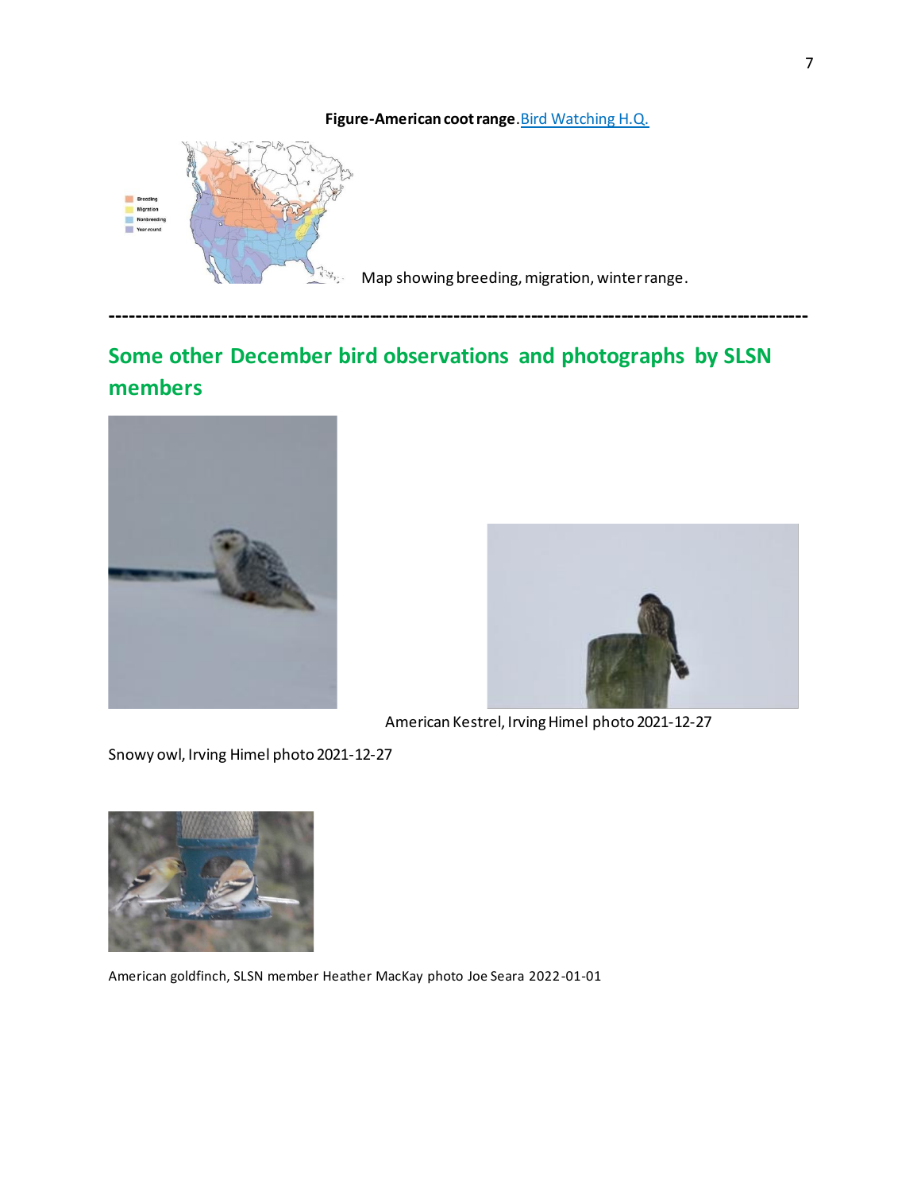**Figure-American coot range**. Bird Watching H.Q.

Map showing breeding, migration, winter range.

---

## Some other December bird observations and photographs by SLSN members

American Kestrel, Irving Himel photo 2021-12-27

Snowy owl, Irving Himel photo 2021-12-27

American goldfinch, SLSN member Heather MacKay photo Joe Seara 2022-01-01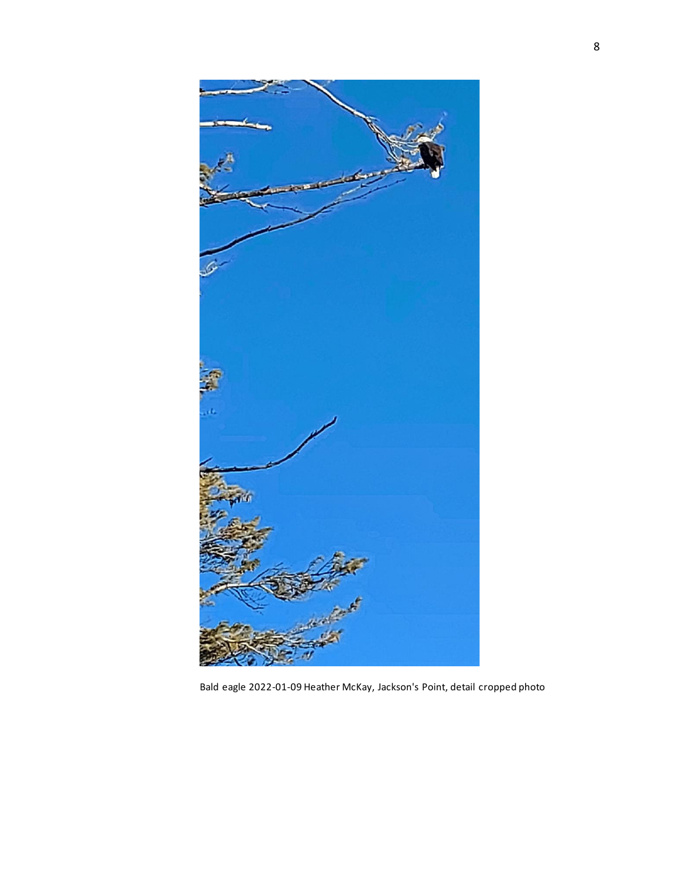Bald eagle 2022-01-09 Heather McKay, Jackson's Point, detail cropped photo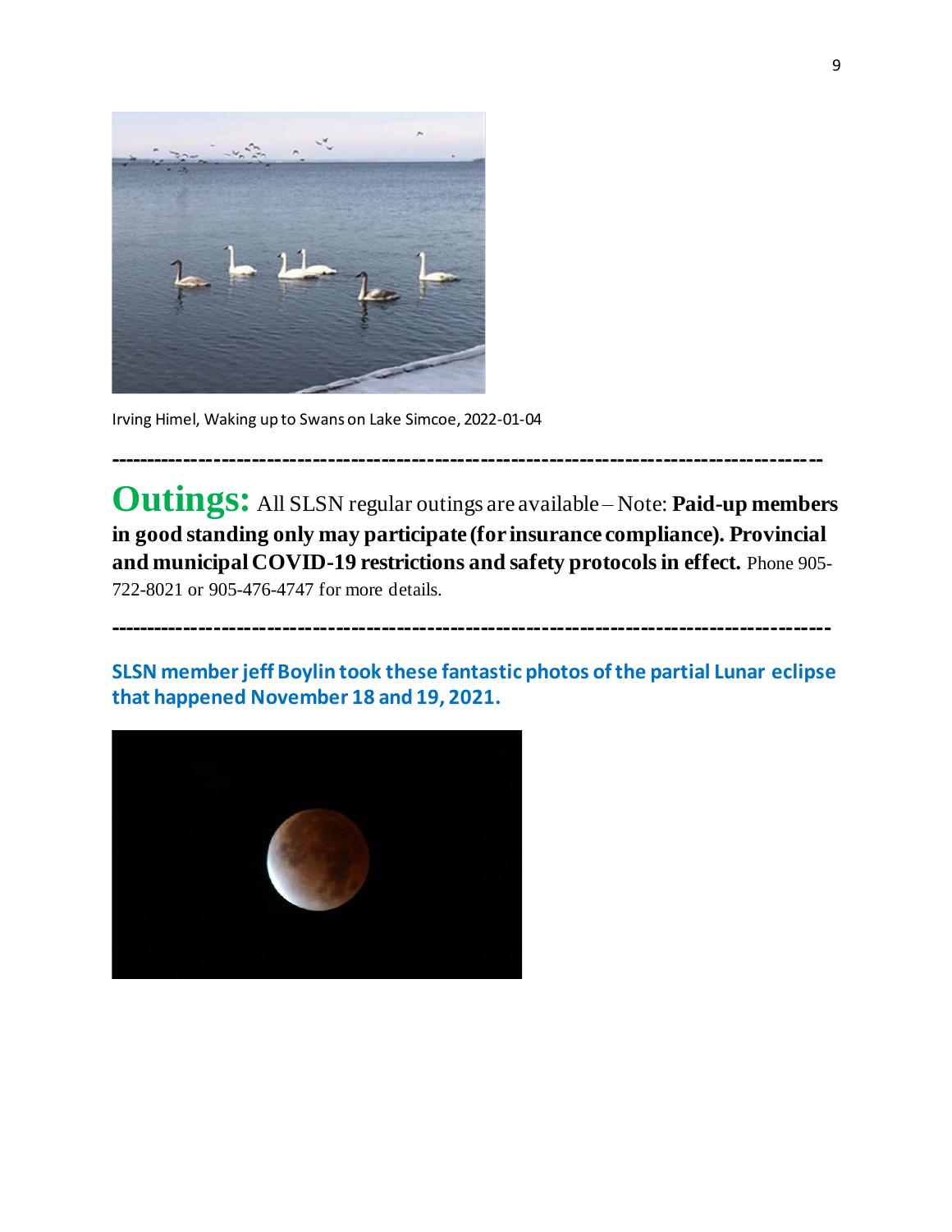Irving Himel, Waking up to Swans on Lake Simcoe, 2022-01-04

---

**Outings:** All SLSN regular outings are available – Note: **Paid-up members in good standing only may participate (for insurance compliance). Provincial and municipal COVID-19 restrictions and safety protocols in effect.** Phone 905-722-8021 or 905-476-4747 for more details.

---

**SLSN member jeff Boylin took these fantastic photos of the partial Lunar eclipse that happened November 18 and 19, 2021.**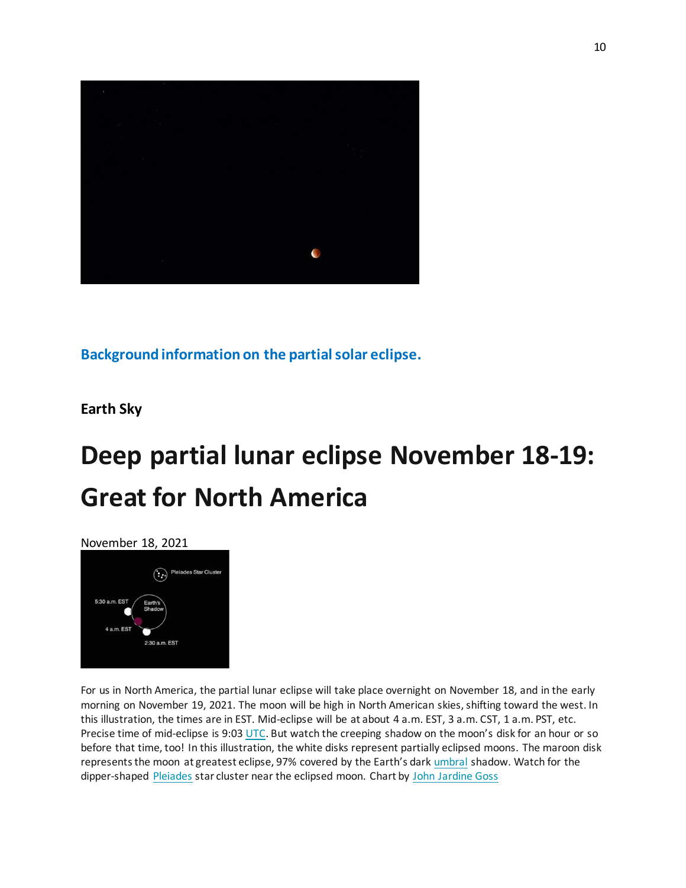**Background information on the partial solar eclipse.**

**Earth Sky**

# Deep partial lunar eclipse November 18-19: Great for North America

November 18, 2021

For us in North America, the partial lunar eclipse will take place overnight on November 18, and in the early morning on November 19, 2021. The moon will be high in North American skies, shifting toward the west. In this illustration, the times are in EST. Mid-eclipse will be at about 4 a.m. EST, 3 a.m. CST, 1 a.m. PST, etc. Precise time of mid-eclipse is 9:03 UTC. But watch the creeping shadow on the moon's disk for an hour or so before that time, too! In this illustration, the white disks represent partially eclipsed moons. The maroon disk represents the moon at greatest eclipse, 97% covered by the Earth's dark umbral shadow. Watch for the dipper-shaped Pleiades star cluster near the eclipsed moon. Chart by John Jardine Goss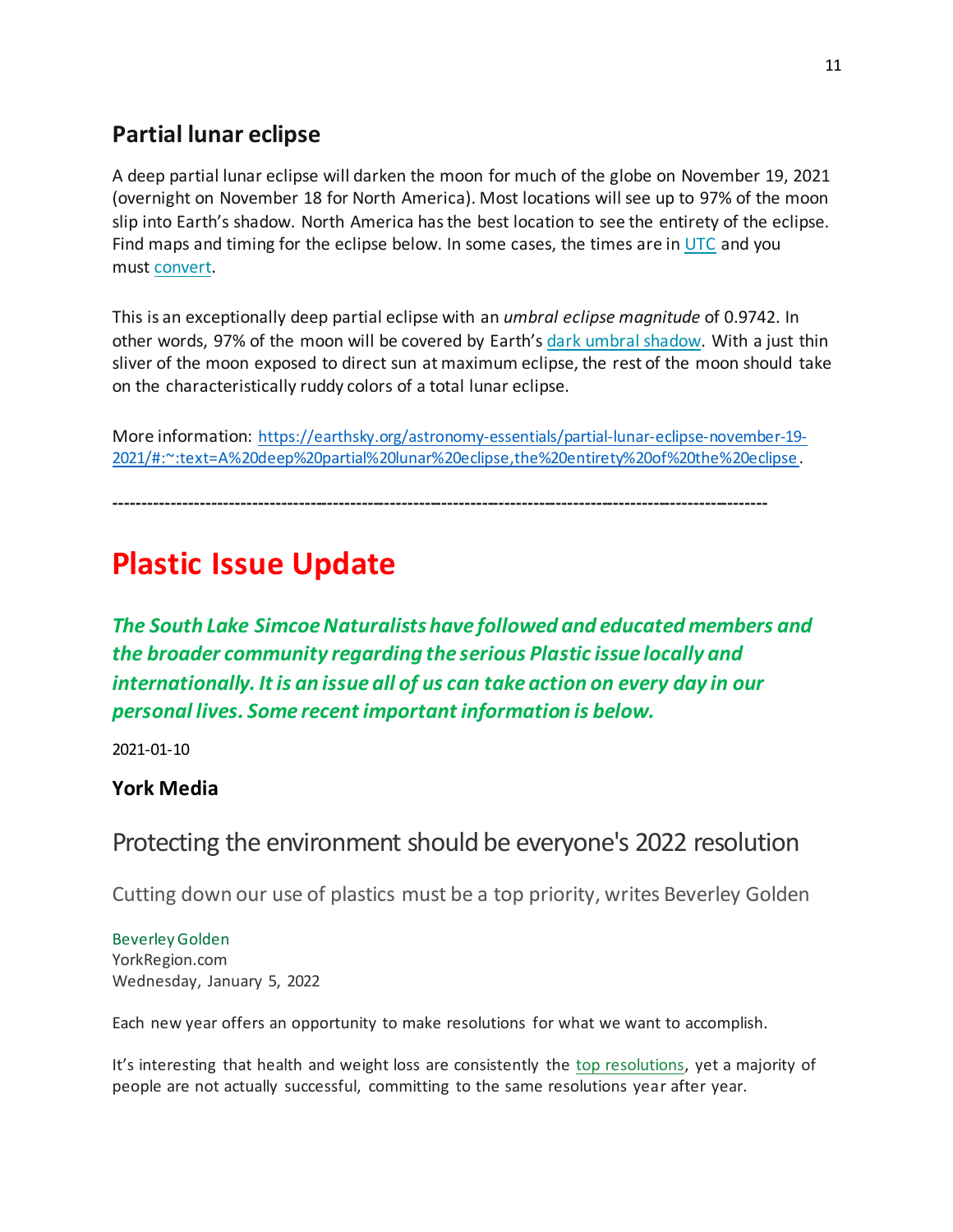## Partial lunar eclipse

A deep partial lunar eclipse will darken the moon for much of the globe on November 19, 2021 (overnight on November 18 for North America). Most locations will see up to 97% of the moon slip into Earth's shadow. North America has the best location to see the entirety of the eclipse. Find maps and timing for the eclipse below. In some cases, the times are in UTC and you must convert.

This is an exceptionally deep partial eclipse with an *umbral eclipse magnitude* of 0.9742. In other words, 97% of the moon will be covered by Earth's dark umbral shadow. With a just thin sliver of the moon exposed to direct sun at maximum eclipse, the rest of the moon should take on the characteristically ruddy colors of a total lunar eclipse.

More information: https://earthsky.org/astronomy-essentials/partial-lunar-eclipse-november-19-2021/#:~:text=A%20deep%20partial%20lunar%20eclipse,the%20entirety%20of%20the%20eclipse.

---

# Plastic Issue Update

***The South Lake Simcoe Naturalists have followed and educated members and the broader community regarding the serious Plastic issue locally and internationally. It is an issue all of us can take action on every day in our personal lives. Some recent important information is below.***

2021-01-10

### York Media

## Protecting the environment should be everyone's 2022 resolution

Cutting down our use of plastics must be a top priority, writes Beverley Golden

Beverley Golden
YorkRegion.com
Wednesday, January 5, 2022

Each new year offers an opportunity to make resolutions for what we want to accomplish.

It's interesting that health and weight loss are consistently the top resolutions, yet a majority of people are not actually successful, committing to the same resolutions year after year.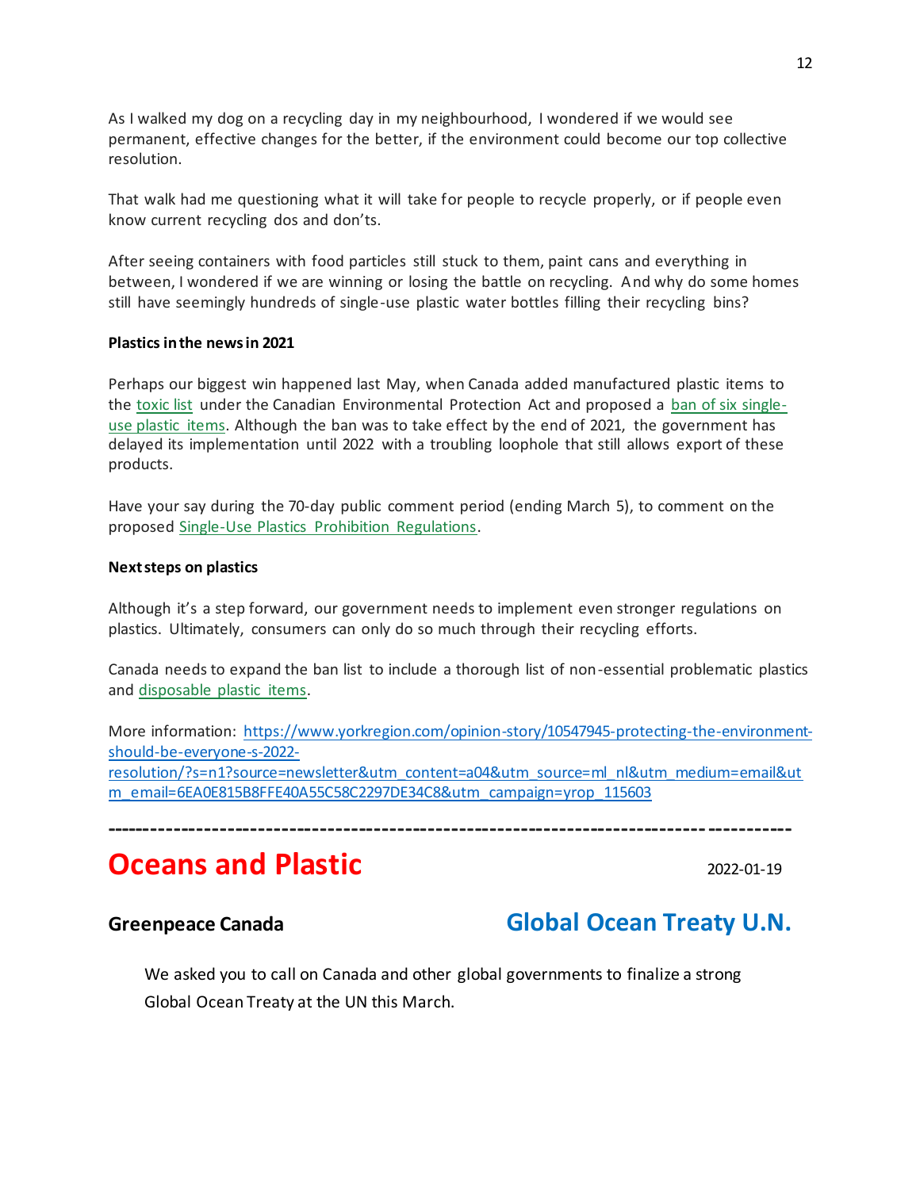As I walked my dog on a recycling day in my neighbourhood, I wondered if we would see permanent, effective changes for the better, if the environment could become our top collective resolution.

That walk had me questioning what it will take for people to recycle properly, or if people even know current recycling dos and don'ts.

After seeing containers with food particles still stuck to them, paint cans and everything in between, I wondered if we are winning or losing the battle on recycling. And why do some homes still have seemingly hundreds of single-use plastic water bottles filling their recycling bins?

**Plastics in the news in 2021**

Perhaps our biggest win happened last May, when Canada added manufactured plastic items to the toxic list under the Canadian Environmental Protection Act and proposed a ban of six single-use plastic items. Although the ban was to take effect by the end of 2021, the government has delayed its implementation until 2022 with a troubling loophole that still allows export of these products.

Have your say during the 70-day public comment period (ending March 5), to comment on the proposed Single-Use Plastics Prohibition Regulations.

**Next steps on plastics**

Although it's a step forward, our government needs to implement even stronger regulations on plastics. Ultimately, consumers can only do so much through their recycling efforts.

Canada needs to expand the ban list to include a thorough list of non-essential problematic plastics and disposable plastic items.

More information: https://www.yorkregion.com/opinion-story/10547945-protecting-the-environment-should-be-everyone-s-2022-resolution/?s=n1?source=newsletter&utm_content=a04&utm_source=ml_nl&utm_medium=email&utm_email=6EA0E815B8FFE40A55C58C2297DE34C8&utm_campaign=yrop_115603

---

# Oceans and Plastic

2022-01-19

**Greenpeace Canada**

## Global Ocean Treaty U.N.

We asked you to call on Canada and other global governments to finalize a strong Global Ocean Treaty at the UN this March.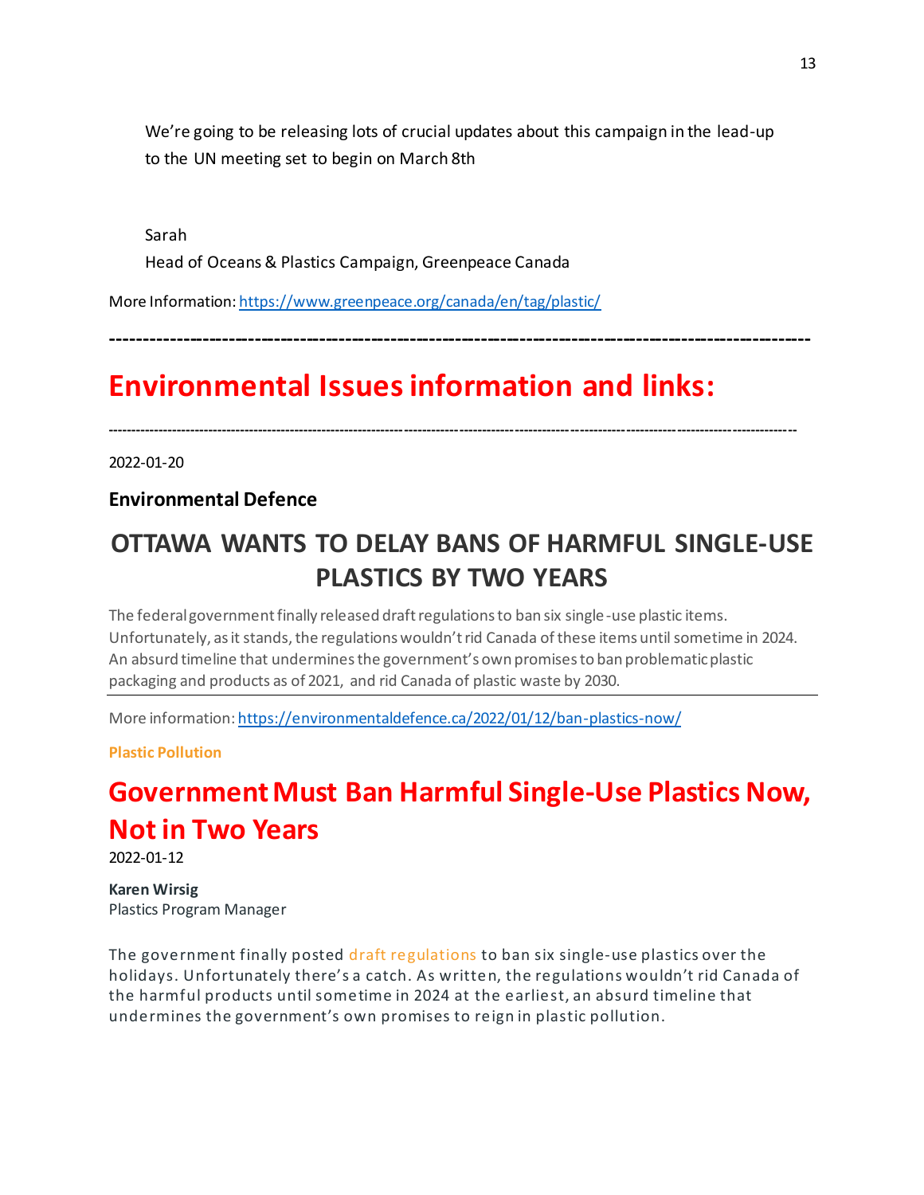We're going to be releasing lots of crucial updates about this campaign in the lead-up to the UN meeting set to begin on March 8th

Sarah
Head of Oceans & Plastics Campaign, Greenpeace Canada

More Information: https://www.greenpeace.org/canada/en/tag/plastic/

---

# Environmental Issues information and links:

---

2022-01-20

### Environmental Defence

## OTTAWA WANTS TO DELAY BANS OF HARMFUL SINGLE-USE PLASTICS BY TWO YEARS

The federal government finally released draft regulations to ban six single-use plastic items. Unfortunately, as it stands, the regulations wouldn't rid Canada of these items until sometime in 2024. An absurd timeline that undermines the government's own promises to ban problematic plastic packaging and products as of 2021, and rid Canada of plastic waste by 2030.

---

More information: https://environmentaldefence.ca/2022/01/12/ban-plastics-now/

**Plastic Pollution**

# Government Must Ban Harmful Single-Use Plastics Now, Not in Two Years

2022-01-12

**Karen Wirsig**
Plastics Program Manager

The government finally posted draft regulations to ban six single-use plastics over the holidays. Unfortunately there's a catch. As written, the regulations wouldn't rid Canada of the harmful products until sometime in 2024 at the earliest, an absurd timeline that undermines the government's own promises to reign in plastic pollution.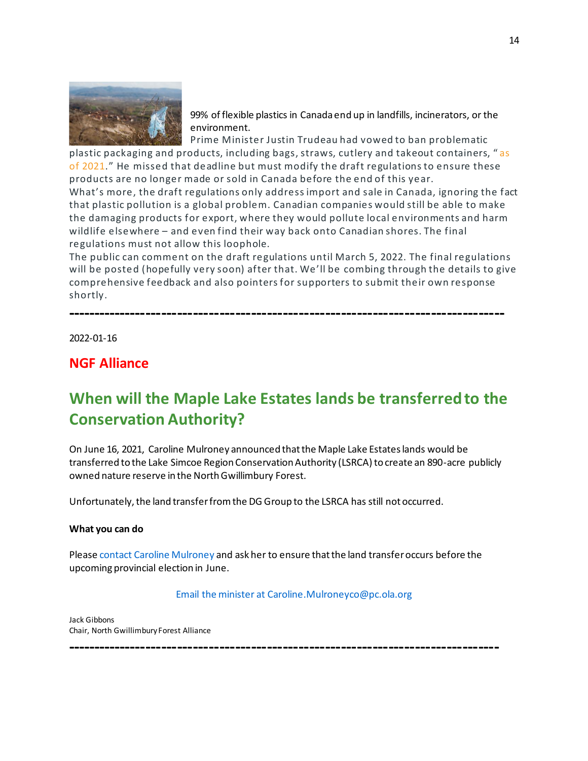99% of flexible plastics in Canada end up in landfills, incinerators, or the environment.

Prime Minister Justin Trudeau had vowed to ban problematic plastic packaging and products, including bags, straws, cutlery and takeout containers, " as of 2021." He missed that deadline but must modify the draft regulations to ensure these products are no longer made or sold in Canada before the end of this year.

What's more, the draft regulations only address import and sale in Canada, ignoring the fact that plastic pollution is a global problem. Canadian companies would still be able to make the damaging products for export, where they would pollute local environments and harm wildlife elsewhere – and even find their way back onto Canadian shores. The final regulations must not allow this loophole.

The public can comment on the draft regulations until March 5, 2022. The final regulations will be posted (hopefully very soon) after that. We'll be combing through the details to give comprehensive feedback and also pointers for supporters to submit their own response shortly.

---

2022-01-16

## NGF Alliance

## When will the Maple Lake Estates lands be transferred to the Conservation Authority?

On June 16, 2021, Caroline Mulroney announced that the Maple Lake Estates lands would be transferred to the Lake Simcoe Region Conservation Authority (LSRCA) to create an 890-acre publicly owned nature reserve in the North Gwillimbury Forest.

Unfortunately, the land transfer from the DG Group to the LSRCA has still not occurred.

**What you can do**

Please contact Caroline Mulroney and ask her to ensure that the land transfer occurs before the upcoming provincial election in June.

Email the minister at Caroline.Mulroneyco@pc.ola.org

Jack Gibbons
Chair, North Gwillimbury Forest Alliance

---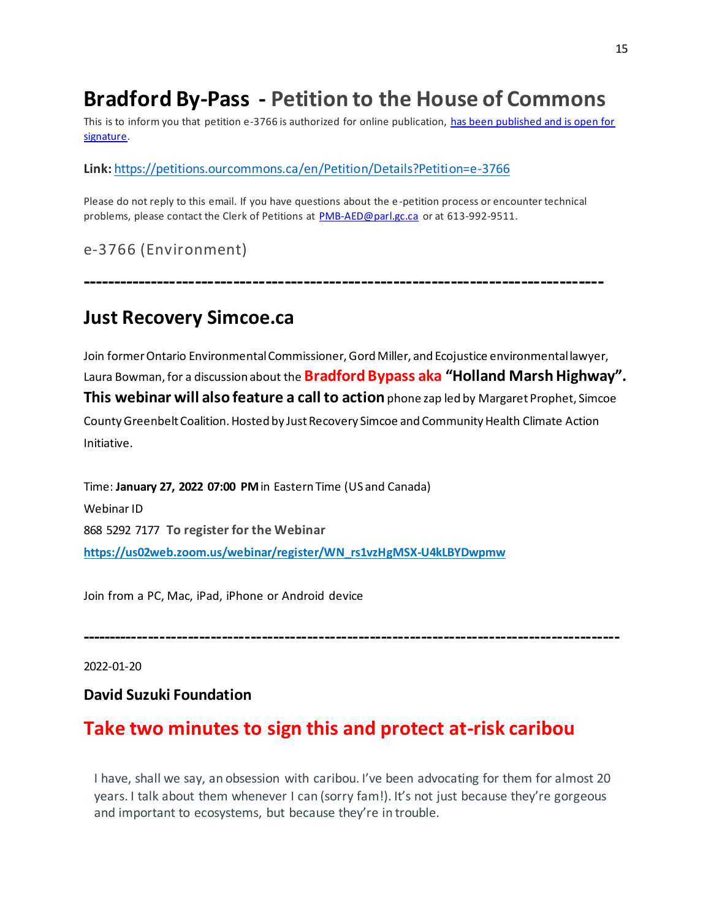# Bradford By-Pass - Petition to the House of Commons

This is to inform you that petition e-3766 is authorized for online publication, [has been published and is open for signature](https://petitions.ourcommons.ca/en/Petition/Details?Petition=e-3766).

**Link:** https://petitions.ourcommons.ca/en/Petition/Details?Petition=e-3766

Please do not reply to this email. If you have questions about the e-petition process or encounter technical problems, please contact the Clerk of Petitions at PMB-AED@parl.gc.ca or at 613-992-9511.

e-3766 (Environment)

---

## Just Recovery Simcoe.ca

Join former Ontario Environmental Commissioner, Gord Miller, and Ecojustice environmental lawyer, Laura Bowman, for a discussion about the **Bradford Bypass aka "Holland Marsh Highway". This webinar will also feature a call to action** phone zap led by Margaret Prophet, Simcoe County Greenbelt Coalition. Hosted by Just Recovery Simcoe and Community Health Climate Action Initiative.

Time: **January 27, 2022 07:00 PM** in Eastern Time (US and Canada)

Webinar ID

868 5292 7177 **To register for the Webinar**

**https://us02web.zoom.us/webinar/register/WN_rs1vzHgMSX-U4kLBYDwpmw**

Join from a PC, Mac, iPad, iPhone or Android device

---

2022-01-20

**David Suzuki Foundation**

## Take two minutes to sign this and protect at-risk caribou

I have, shall we say, an obsession with caribou. I've been advocating for them for almost 20 years. I talk about them whenever I can (sorry fam!). It's not just because they're gorgeous and important to ecosystems, but because they're in trouble.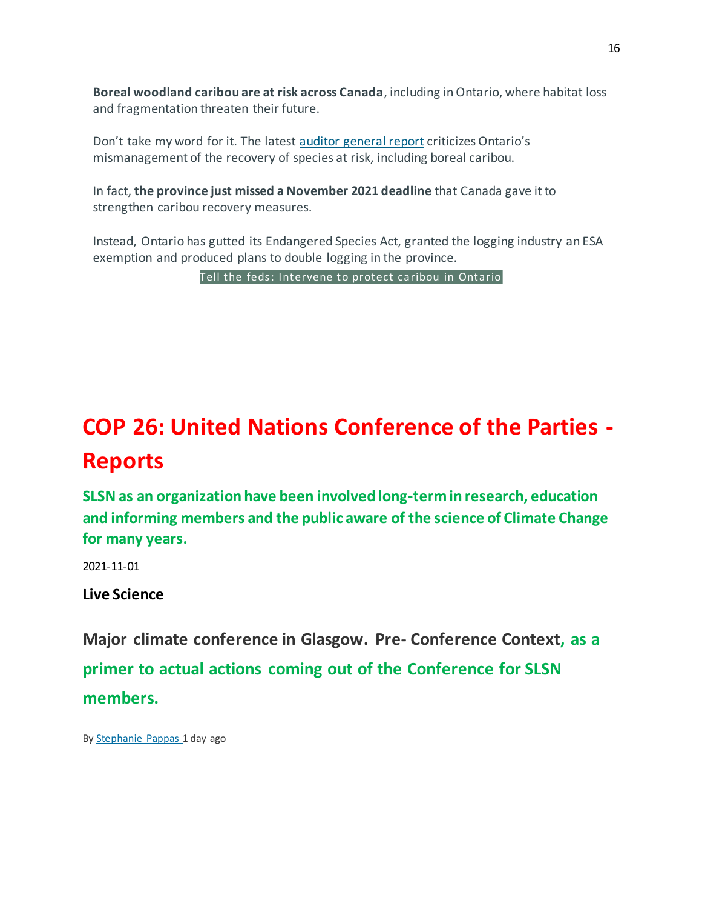**Boreal woodland caribou are at risk across Canada**, including in Ontario, where habitat loss and fragmentation threaten their future.

Don't take my word for it. The latest auditor general report criticizes Ontario's mismanagement of the recovery of species at risk, including boreal caribou.

In fact, **the province just missed a November 2021 deadline** that Canada gave it to strengthen caribou recovery measures.

Instead, Ontario has gutted its Endangered Species Act, granted the logging industry an ESA exemption and produced plans to double logging in the province.

Tell the feds: Intervene to protect caribou in Ontario

# COP 26: United Nations Conference of the Parties - Reports

**SLSN as an organization have been involved long-term in research, education and informing members and the public aware of the science of Climate Change for many years.**

2021-11-01

**Live Science**

## Major climate conference in Glasgow. Pre- Conference Context, as a primer to actual actions coming out of the Conference for SLSN members.

By Stephanie Pappas 1 day ago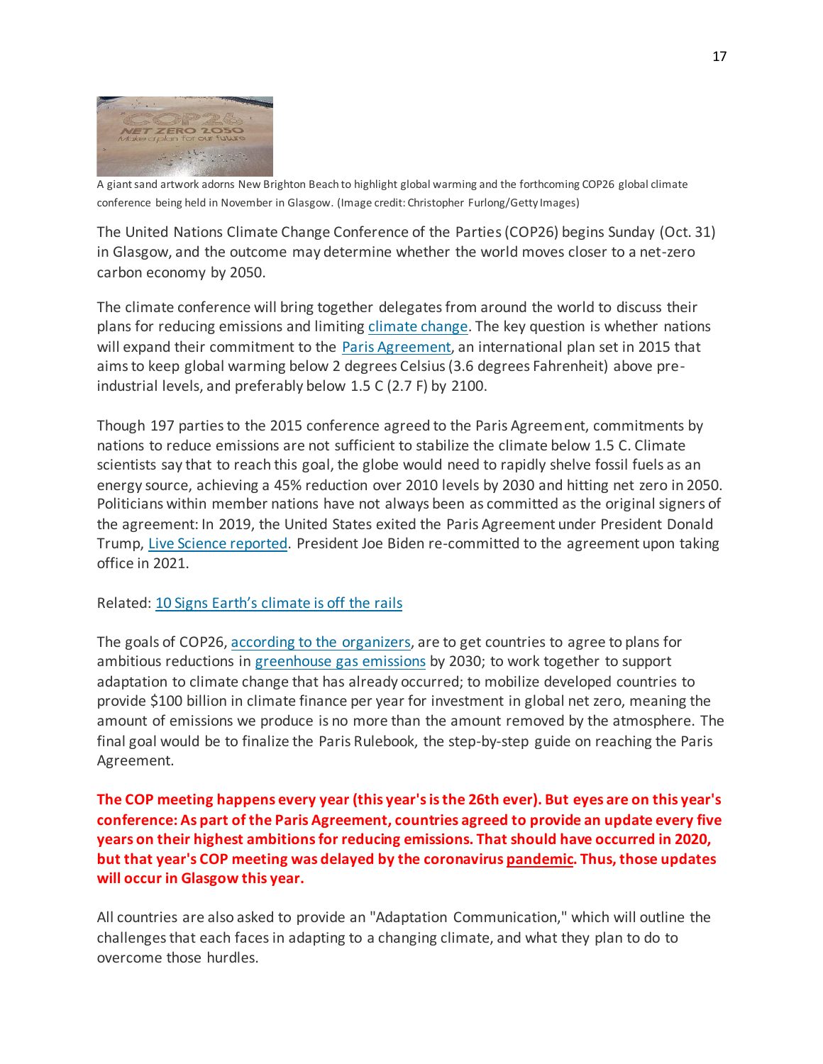A giant sand artwork adorns New Brighton Beach to highlight global warming and the forthcoming COP26 global climate conference being held in November in Glasgow. (Image credit: Christopher Furlong/Getty Images)

The United Nations Climate Change Conference of the Parties (COP26) begins Sunday (Oct. 31) in Glasgow, and the outcome may determine whether the world moves closer to a net-zero carbon economy by 2050.

The climate conference will bring together delegates from around the world to discuss their plans for reducing emissions and limiting climate change. The key question is whether nations will expand their commitment to the Paris Agreement, an international plan set in 2015 that aims to keep global warming below 2 degrees Celsius (3.6 degrees Fahrenheit) above pre-industrial levels, and preferably below 1.5 C (2.7 F) by 2100.

Though 197 parties to the 2015 conference agreed to the Paris Agreement, commitments by nations to reduce emissions are not sufficient to stabilize the climate below 1.5 C. Climate scientists say that to reach this goal, the globe would need to rapidly shelve fossil fuels as an energy source, achieving a 45% reduction over 2010 levels by 2030 and hitting net zero in 2050. Politicians within member nations have not always been as committed as the original signers of the agreement: In 2019, the United States exited the Paris Agreement under President Donald Trump, Live Science reported. President Joe Biden re-committed to the agreement upon taking office in 2021.

Related: 10 Signs Earth's climate is off the rails

The goals of COP26, according to the organizers, are to get countries to agree to plans for ambitious reductions in greenhouse gas emissions by 2030; to work together to support adaptation to climate change that has already occurred; to mobilize developed countries to provide $100 billion in climate finance per year for investment in global net zero, meaning the amount of emissions we produce is no more than the amount removed by the atmosphere. The final goal would be to finalize the Paris Rulebook, the step-by-step guide on reaching the Paris Agreement.

**The COP meeting happens every year (this year's is the 26th ever). But eyes are on this year's conference: As part of the Paris Agreement, countries agreed to provide an update every five years on their highest ambitions for reducing emissions. That should have occurred in 2020, but that year's COP meeting was delayed by the coronavirus pandemic. Thus, those updates will occur in Glasgow this year.**

All countries are also asked to provide an "Adaptation Communication," which will outline the challenges that each faces in adapting to a changing climate, and what they plan to do to overcome those hurdles.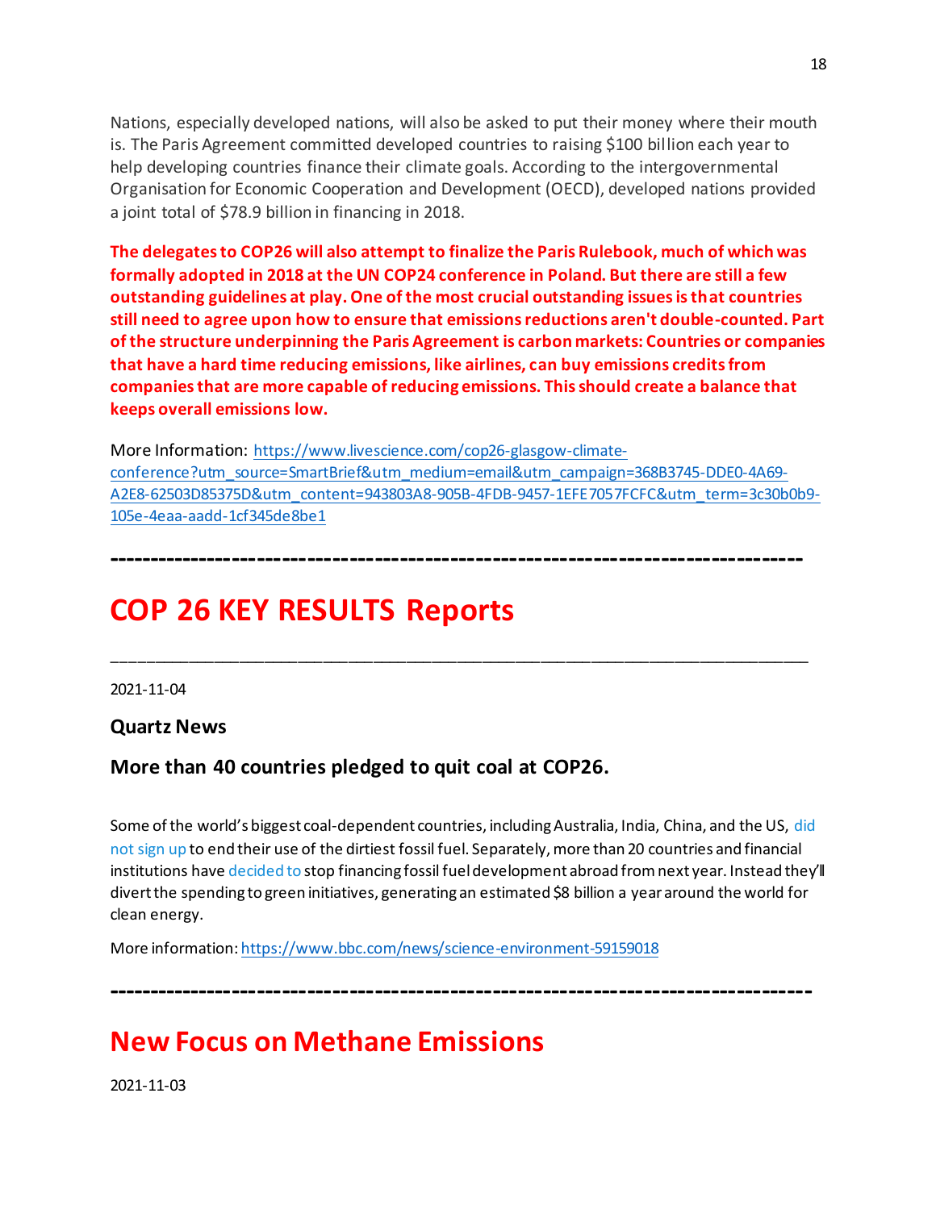Nations, especially developed nations, will also be asked to put their money where their mouth is. The Paris Agreement committed developed countries to raising $100 billion each year to help developing countries finance their climate goals. According to the intergovernmental Organisation for Economic Cooperation and Development (OECD), developed nations provided a joint total of $78.9 billion in financing in 2018.

**The delegates to COP26 will also attempt to finalize the Paris Rulebook, much of which was formally adopted in 2018 at the UN COP24 conference in Poland. But there are still a few outstanding guidelines at play. One of the most crucial outstanding issues is that countries still need to agree upon how to ensure that emissions reductions aren't double-counted. Part of the structure underpinning the Paris Agreement is carbon markets: Countries or companies that have a hard time reducing emissions, like airlines, can buy emissions credits from companies that are more capable of reducing emissions. This should create a balance that keeps overall emissions low.**

More Information: https://www.livescience.com/cop26-glasgow-climate-conference?utm_source=SmartBrief&utm_medium=email&utm_campaign=368B3745-DDE0-4A69-A2E8-62503D85375D&utm_content=943803A8-905B-4FDB-9457-1EFE7057FCFC&utm_term=3c30b0b9-105e-4eaa-aadd-1cf345de8be1

**-----------------------------------------------------------------------------------**

# COP 26 KEY RESULTS Reports

---

2021-11-04

### Quartz News

### More than 40 countries pledged to quit coal at COP26.

Some of the world's biggest coal-dependent countries, including Australia, India, China, and the US, did not sign up to end their use of the dirtiest fossil fuel. Separately, more than 20 countries and financial institutions have decided to stop financing fossil fuel development abroad from next year. Instead they'll divert the spending to green initiatives, generating an estimated $8 billion a year around the world for clean energy.

More information: https://www.bbc.com/news/science-environment-59159018

**-----------------------------------------------------------------------------------**

# New Focus on Methane Emissions

2021-11-03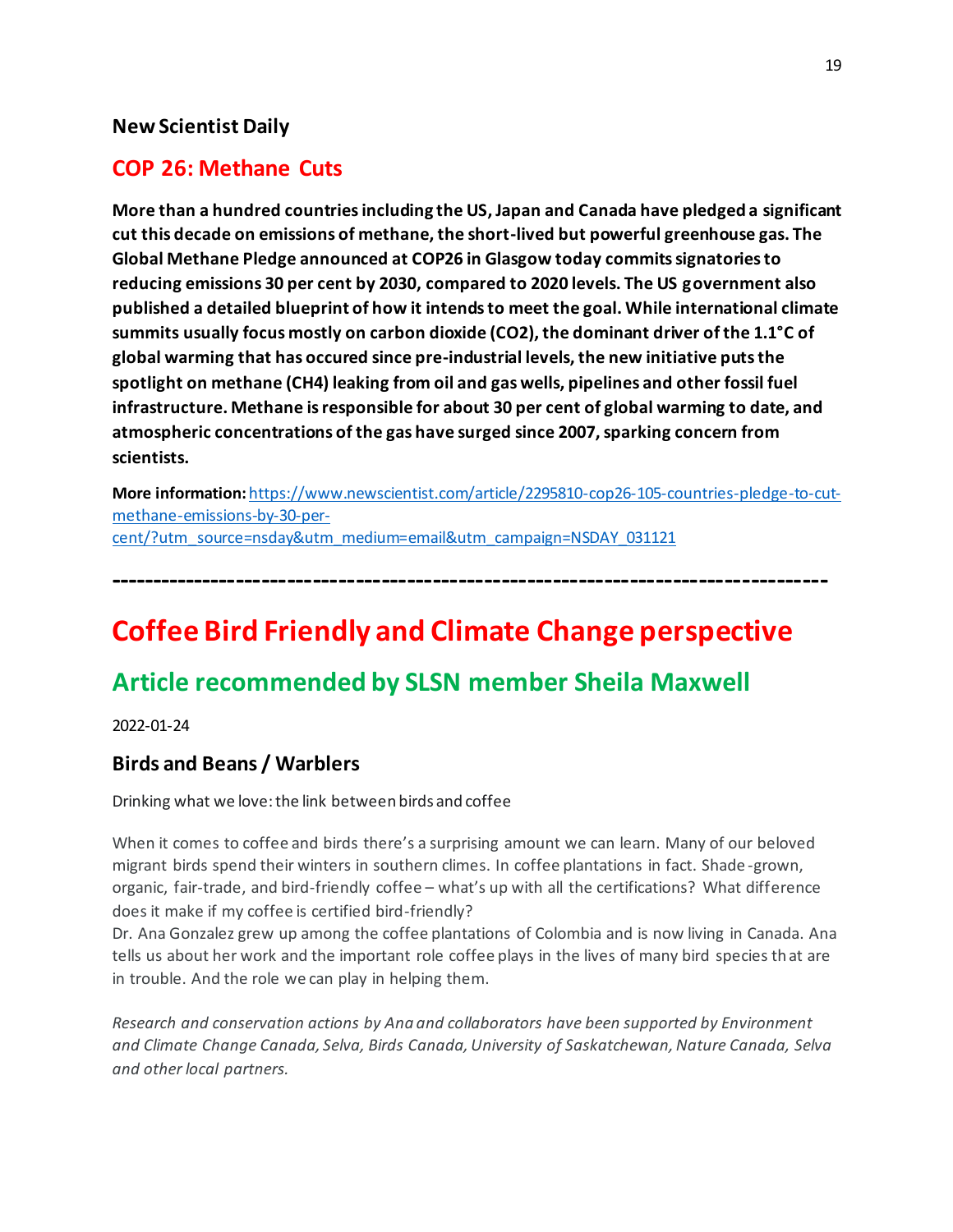### New Scientist Daily

## COP 26: Methane Cuts

**More than a hundred countries including the US, Japan and Canada have pledged a significant cut this decade on emissions of methane, the short-lived but powerful greenhouse gas. The Global Methane Pledge announced at COP26 in Glasgow today commits signatories to reducing emissions 30 per cent by 2030, compared to 2020 levels. The US government also published a detailed blueprint of how it intends to meet the goal. While international climate summits usually focus mostly on carbon dioxide ($CO_2$), the dominant driver of the 1.1°C of global warming that has occured since pre-industrial levels, the new initiative puts the spotlight on methane ($CH_4$) leaking from oil and gas wells, pipelines and other fossil fuel infrastructure. Methane is responsible for about 30 per cent of global warming to date, and atmospheric concentrations of the gas have surged since 2007, sparking concern from scientists.**

**More information:** https://www.newscientist.com/article/2295810-cop26-105-countries-pledge-to-cut-methane-emissions-by-30-per-cent/?utm_source=nsday&utm_medium=email&utm_campaign=NSDAY_031121

---

# Coffee Bird Friendly and Climate Change perspective

## Article recommended by SLSN member Sheila Maxwell

2022-01-24

### Birds and Beans / Warblers

Drinking what we love: the link between birds and coffee

When it comes to coffee and birds there's a surprising amount we can learn. Many of our beloved migrant birds spend their winters in southern climes. In coffee plantations in fact. Shade-grown, organic, fair-trade, and bird-friendly coffee – what's up with all the certifications? What difference does it make if my coffee is certified bird-friendly?
Dr. Ana Gonzalez grew up among the coffee plantations of Colombia and is now living in Canada. Ana tells us about her work and the important role coffee plays in the lives of many bird species that are in trouble. And the role we can play in helping them.

*Research and conservation actions by Ana and collaborators have been supported by Environment and Climate Change Canada, Selva, Birds Canada, University of Saskatchewan, Nature Canada, Selva and other local partners.*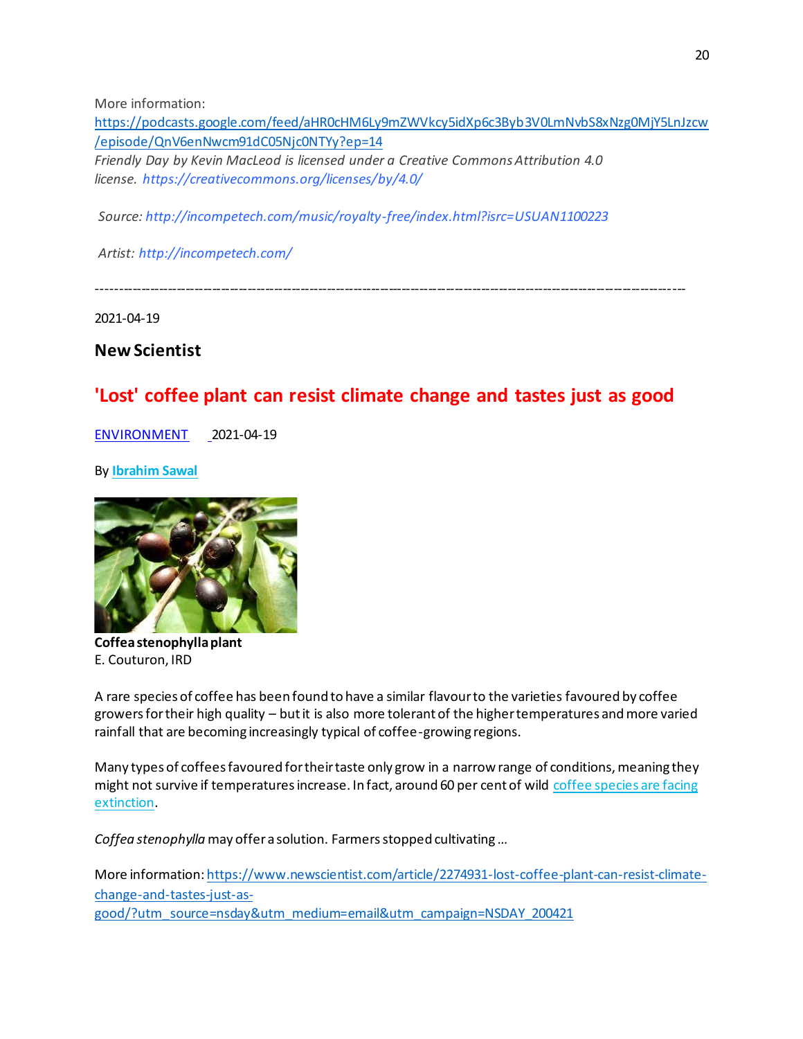More information: [https://podcasts.google.com/feed/aHR0cHM6Ly9mZWVkcy5idXp6c3Byb3V0LmNvbS8xNzg0MjY5LnJzcw/episode/QnV6enNwcm91dC05NjcONTYy?ep=14](https://podcasts.google.com/feed/aHR0cHM6Ly9mZWVkcy5idXp6c3Byb3V0LmNvbS8xNzg0MjY5LnJzcw/episode/QnV6enNwcm91dC05NjcONTYy?ep=14)

*Friendly Day by Kevin MacLeod is licensed under a Creative Commons Attribution 4.0 license. https://creativecommons.org/licenses/by/4.0/*

*Source: http://incompetech.com/music/royalty-free/index.html?isrc=USUAN1100223*

*Artist: http://incompetech.com/*

---

2021-04-19

**New Scientist**

## 'Lost' coffee plant can resist climate change and tastes just as good

[ENVIRONMENT](#) 2021-04-19

By **[Ibrahim Sawal](#)**

**Coffea stenophylla plant**
E. Couturon, IRD

A rare species of coffee has been found to have a similar flavour to the varieties favoured by coffee growers for their high quality – but it is also more tolerant of the higher temperatures and more varied rainfall that are becoming increasingly typical of coffee-growing regions.

Many types of coffees favoured for their taste only grow in a narrow range of conditions, meaning they might not survive if temperatures increase. In fact, around 60 per cent of wild [coffee species are facing extinction](#).

*Coffea stenophylla* may offer a solution. Farmers stopped cultivating …

More information: [https://www.newscientist.com/article/2274931-lost-coffee-plant-can-resist-climate-change-and-tastes-just-as-good/?utm_source=nsday&utm_medium=email&utm_campaign=NSDAY_200421](https://www.newscientist.com/article/2274931-lost-coffee-plant-can-resist-climate-change-and-tastes-just-as-good/?utm_source=nsday&utm_medium=email&utm_campaign=NSDAY_200421)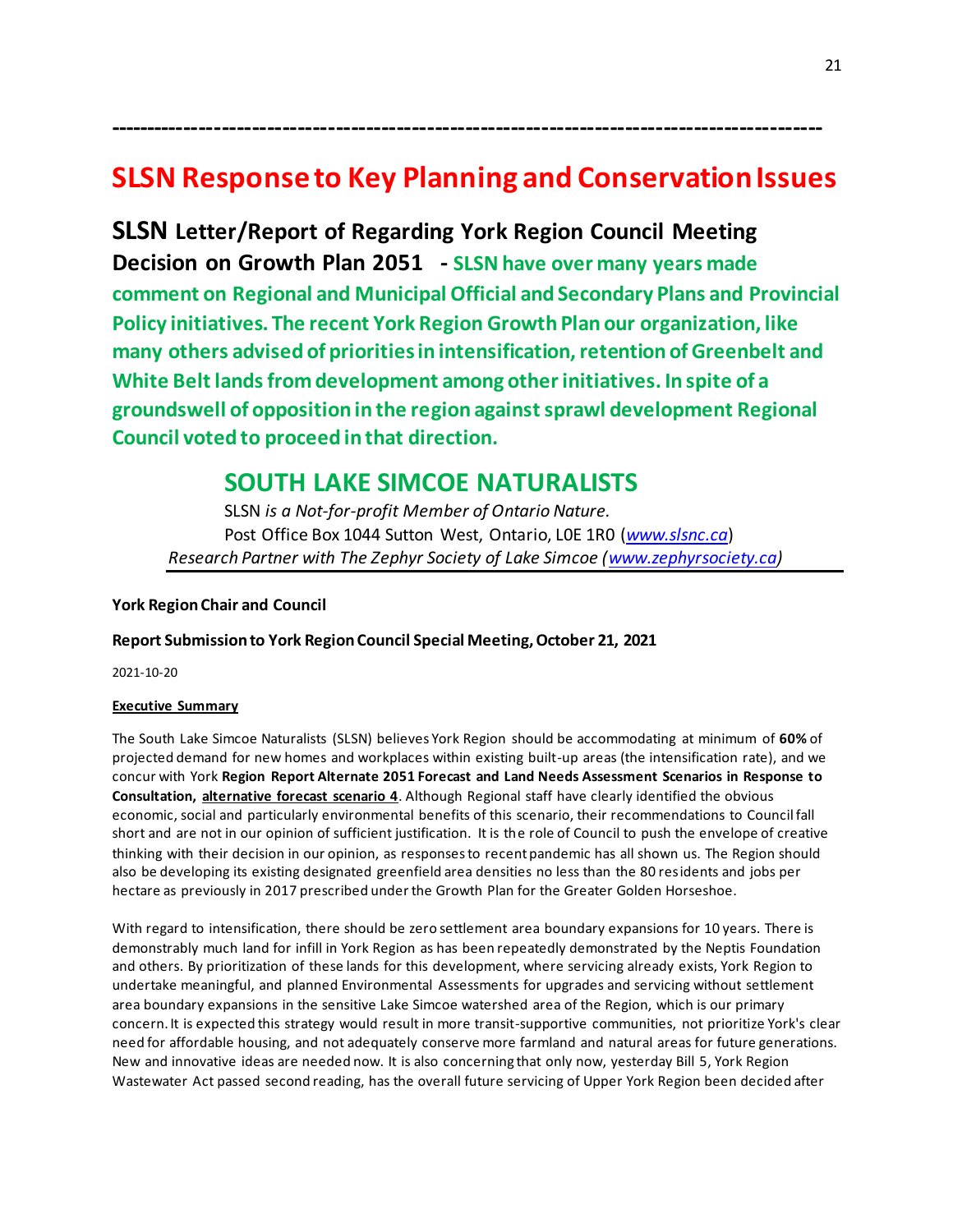-------------------------------------------------------------------------------------------

# SLSN Response to Key Planning and Conservation Issues

**SLSN Letter/Report of Regarding York Region Council Meeting Decision on Growth Plan 2051 - SLSN have over many years made comment on Regional and Municipal Official and Secondary Plans and Provincial Policy initiatives. The recent York Region Growth Plan our organization, like many others advised of priorities in intensification, retention of Greenbelt and White Belt lands from development among other initiatives. In spite of a groundswell of opposition in the region against sprawl development Regional Council voted to proceed in that direction.**

## SOUTH LAKE SIMCOE NATURALISTS

SLSN *is a Not-for-profit Member of Ontario Nature.*
Post Office Box 1044 Sutton West, Ontario, L0E 1R0 (*www.slsnc.ca*)
*Research Partner with The Zephyr Society of Lake Simcoe (www.zephyrsociety.ca)*

---

**York Region Chair and Council**

**Report Submission to York Region Council Special Meeting, October 21, 2021**

2021-10-20

**Executive Summary**

The South Lake Simcoe Naturalists (SLSN) believes York Region should be accommodating at minimum of **60%** of projected demand for new homes and workplaces within existing built-up areas (the intensification rate), and we concur with York **Region Report Alternate 2051 Forecast and Land Needs Assessment Scenarios in Response to Consultation, alternative forecast scenario 4**. Although Regional staff have clearly identified the obvious economic, social and particularly environmental benefits of this scenario, their recommendations to Council fall short and are not in our opinion of sufficient justification. It is the role of Council to push the envelope of creative thinking with their decision in our opinion, as responses to recent pandemic has all shown us. The Region should also be developing its existing designated greenfield area densities no less than the 80 residents and jobs per hectare as previously in 2017 prescribed under the Growth Plan for the Greater Golden Horseshoe.

With regard to intensification, there should be zero settlement area boundary expansions for 10 years. There is demonstrably much land for infill in York Region as has been repeatedly demonstrated by the Neptis Foundation and others. By prioritization of these lands for this development, where servicing already exists, York Region to undertake meaningful, and planned Environmental Assessments for upgrades and servicing without settlement area boundary expansions in the sensitive Lake Simcoe watershed area of the Region, which is our primary concern. It is expected this strategy would result in more transit-supportive communities, not prioritize York's clear need for affordable housing, and not adequately conserve more farmland and natural areas for future generations. New and innovative ideas are needed now. It is also concerning that only now, yesterday Bill 5, York Region Wastewater Act passed second reading, has the overall future servicing of Upper York Region been decided after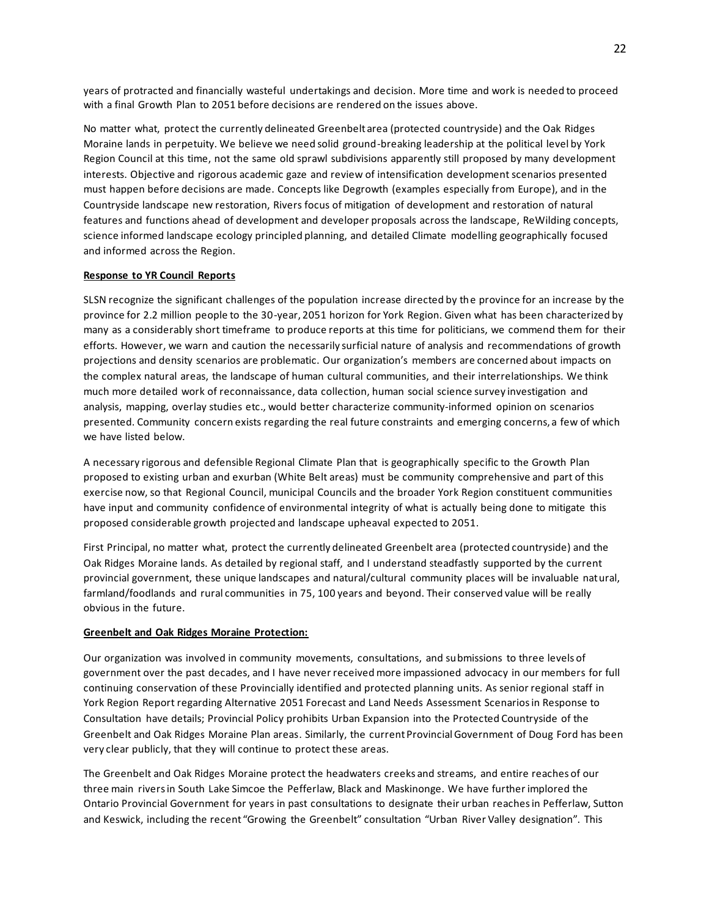years of protracted and financially wasteful undertakings and decision. More time and work is needed to proceed with a final Growth Plan to 2051 before decisions are rendered on the issues above.

No matter what, protect the currently delineated Greenbelt area (protected countryside) and the Oak Ridges Moraine lands in perpetuity. We believe we need solid ground-breaking leadership at the political level by York Region Council at this time, not the same old sprawl subdivisions apparently still proposed by many development interests. Objective and rigorous academic gaze and review of intensification development scenarios presented must happen before decisions are made. Concepts like Degrowth (examples especially from Europe), and in the Countryside landscape new restoration, Rivers focus of mitigation of development and restoration of natural features and functions ahead of development and developer proposals across the landscape, ReWilding concepts, science informed landscape ecology principled planning, and detailed Climate modelling geographically focused and informed across the Region.

**Response to YR Council Reports**

SLSN recognize the significant challenges of the population increase directed by the province for an increase by the province for 2.2 million people to the 30-year, 2051 horizon for York Region. Given what has been characterized by many as a considerably short timeframe to produce reports at this time for politicians, we commend them for their efforts. However, we warn and caution the necessarily surficial nature of analysis and recommendations of growth projections and density scenarios are problematic. Our organization's members are concerned about impacts on the complex natural areas, the landscape of human cultural communities, and their interrelationships. We think much more detailed work of reconnaissance, data collection, human social science survey investigation and analysis, mapping, overlay studies etc., would better characterize community-informed opinion on scenarios presented. Community concern exists regarding the real future constraints and emerging concerns, a few of which we have listed below.

A necessary rigorous and defensible Regional Climate Plan that is geographically specific to the Growth Plan proposed to existing urban and exurban (White Belt areas) must be community comprehensive and part of this exercise now, so that Regional Council, municipal Councils and the broader York Region constituent communities have input and community confidence of environmental integrity of what is actually being done to mitigate this proposed considerable growth projected and landscape upheaval expected to 2051.

First Principal, no matter what, protect the currently delineated Greenbelt area (protected countryside) and the Oak Ridges Moraine lands. As detailed by regional staff, and I understand steadfastly supported by the current provincial government, these unique landscapes and natural/cultural community places will be invaluable natural, farmland/foodlands and rural communities in 75, 100 years and beyond. Their conserved value will be really obvious in the future.

**Greenbelt and Oak Ridges Moraine Protection:**

Our organization was involved in community movements, consultations, and submissions to three levels of government over the past decades, and I have never received more impassioned advocacy in our members for full continuing conservation of these Provincially identified and protected planning units. As senior regional staff in York Region Report regarding Alternative 2051 Forecast and Land Needs Assessment Scenarios in Response to Consultation have details; Provincial Policy prohibits Urban Expansion into the Protected Countryside of the Greenbelt and Oak Ridges Moraine Plan areas. Similarly, the current Provincial Government of Doug Ford has been very clear publicly, that they will continue to protect these areas.

The Greenbelt and Oak Ridges Moraine protect the headwaters creeks and streams, and entire reaches of our three main rivers in South Lake Simcoe the Pefferlaw, Black and Maskinonge. We have further implored the Ontario Provincial Government for years in past consultations to designate their urban reaches in Pefferlaw, Sutton and Keswick, including the recent "Growing the Greenbelt" consultation "Urban River Valley designation". This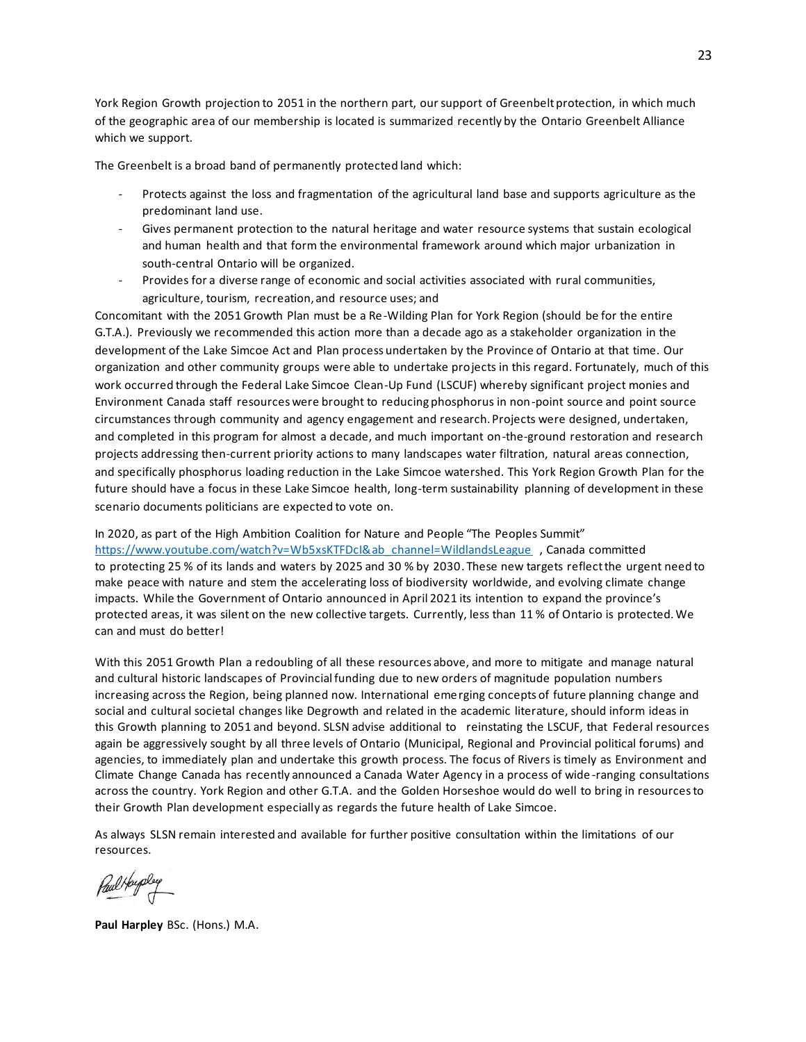York Region Growth projection to 2051 in the northern part, our support of Greenbelt protection, in which much of the geographic area of our membership is located is summarized recently by the Ontario Greenbelt Alliance which we support.

The Greenbelt is a broad band of permanently protected land which:

- Protects against the loss and fragmentation of the agricultural land base and supports agriculture as the predominant land use.
- Gives permanent protection to the natural heritage and water resource systems that sustain ecological and human health and that form the environmental framework around which major urbanization in south-central Ontario will be organized.
- Provides for a diverse range of economic and social activities associated with rural communities, agriculture, tourism, recreation, and resource uses; and

Concomitant with the 2051 Growth Plan must be a Re-Wilding Plan for York Region (should be for the entire G.T.A.). Previously we recommended this action more than a decade ago as a stakeholder organization in the development of the Lake Simcoe Act and Plan process undertaken by the Province of Ontario at that time. Our organization and other community groups were able to undertake projects in this regard. Fortunately, much of this work occurred through the Federal Lake Simcoe Clean-Up Fund (LSCUF) whereby significant project monies and Environment Canada staff resources were brought to reducing phosphorus in non-point source and point source circumstances through community and agency engagement and research. Projects were designed, undertaken, and completed in this program for almost a decade, and much important on-the-ground restoration and research projects addressing then-current priority actions to many landscapes water filtration, natural areas connection, and specifically phosphorus loading reduction in the Lake Simcoe watershed. This York Region Growth Plan for the future should have a focus in these Lake Simcoe health, long-term sustainability planning of development in these scenario documents politicians are expected to vote on.

In 2020, as part of the High Ambition Coalition for Nature and People "The Peoples Summit" https://www.youtube.com/watch?v=Wb5xsKTFDcI&ab_channel=WildlandsLeague , Canada committed to protecting 25 % of its lands and waters by 2025 and 30 % by 2030. These new targets reflect the urgent need to make peace with nature and stem the accelerating loss of biodiversity worldwide, and evolving climate change impacts. While the Government of Ontario announced in April 2021 its intention to expand the province's protected areas, it was silent on the new collective targets. Currently, less than 11 % of Ontario is protected. We can and must do better!

With this 2051 Growth Plan a redoubling of all these resources above, and more to mitigate and manage natural and cultural historic landscapes of Provincial funding due to new orders of magnitude population numbers increasing across the Region, being planned now. International emerging concepts of future planning change and social and cultural societal changes like Degrowth and related in the academic literature, should inform ideas in this Growth planning to 2051 and beyond. SLSN advise additional to reinstating the LSCUF, that Federal resources again be aggressively sought by all three levels of Ontario (Municipal, Regional and Provincial political forums) and agencies, to immediately plan and undertake this growth process. The focus of Rivers is timely as Environment and Climate Change Canada has recently announced a Canada Water Agency in a process of wide-ranging consultations across the country. York Region and other G.T.A. and the Golden Horseshoe would do well to bring in resources to their Growth Plan development especially as regards the future health of Lake Simcoe.

As always SLSN remain interested and available for further positive consultation within the limitations of our resources.

**Paul Harpley** BSc. (Hons.) M.A.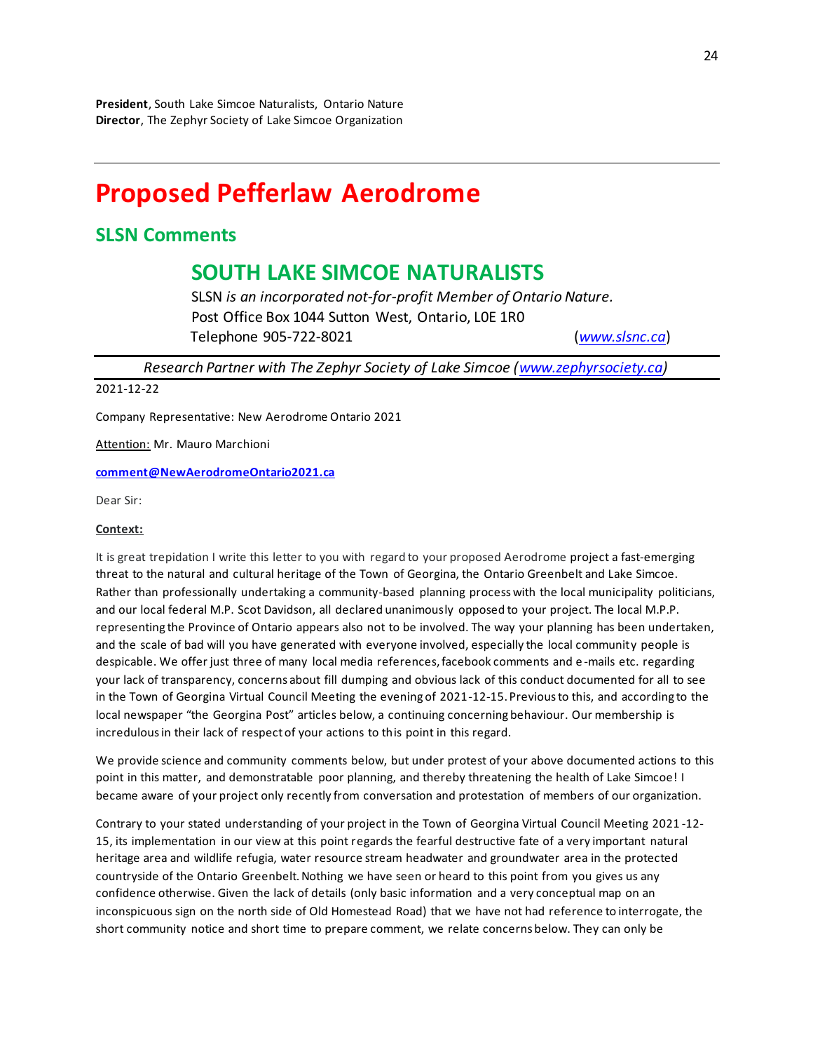**President**, South Lake Simcoe Naturalists, Ontario Nature
**Director**, The Zephyr Society of Lake Simcoe Organization

---

# Proposed Pefferlaw Aerodrome

## SLSN Comments

### SOUTH LAKE SIMCOE NATURALISTS

SLSN *is an incorporated not-for-profit Member of Ontario Nature.*
Post Office Box 1044 Sutton West, Ontario, L0E 1R0
Telephone 905-722-8021 (*www.slsnc.ca*)

*Research Partner with The Zephyr Society of Lake Simcoe (www.zephyrsociety.ca)*

2021-12-22

Company Representative: New Aerodrome Ontario 2021

Attention: Mr. Mauro Marchioni

**comment@NewAerodromeOntario2021.ca**

Dear Sir:

**Context:**

It is great trepidation I write this letter to you with regard to your proposed Aerodrome project a fast-emerging threat to the natural and cultural heritage of the Town of Georgina, the Ontario Greenbelt and Lake Simcoe. Rather than professionally undertaking a community-based planning process with the local municipality politicians, and our local federal M.P. Scot Davidson, all declared unanimously opposed to your project. The local M.P.P. representing the Province of Ontario appears also not to be involved. The way your planning has been undertaken, and the scale of bad will you have generated with everyone involved, especially the local community people is despicable. We offer just three of many local media references, facebook comments and e-mails etc. regarding your lack of transparency, concerns about fill dumping and obvious lack of this conduct documented for all to see in the Town of Georgina Virtual Council Meeting the evening of 2021-12-15. Previous to this, and according to the local newspaper "the Georgina Post" articles below, a continuing concerning behaviour. Our membership is incredulous in their lack of respect of your actions to this point in this regard.

We provide science and community comments below, but under protest of your above documented actions to this point in this matter, and demonstratable poor planning, and thereby threatening the health of Lake Simcoe! I became aware of your project only recently from conversation and protestation of members of our organization.

Contrary to your stated understanding of your project in the Town of Georgina Virtual Council Meeting 2021-12-15, its implementation in our view at this point regards the fearful destructive fate of a very important natural heritage area and wildlife refugia, water resource stream headwater and groundwater area in the protected countryside of the Ontario Greenbelt. Nothing we have seen or heard to this point from you gives us any confidence otherwise. Given the lack of details (only basic information and a very conceptual map on an inconspicuous sign on the north side of Old Homestead Road) that we have not had reference to interrogate, the short community notice and short time to prepare comment, we relate concerns below. They can only be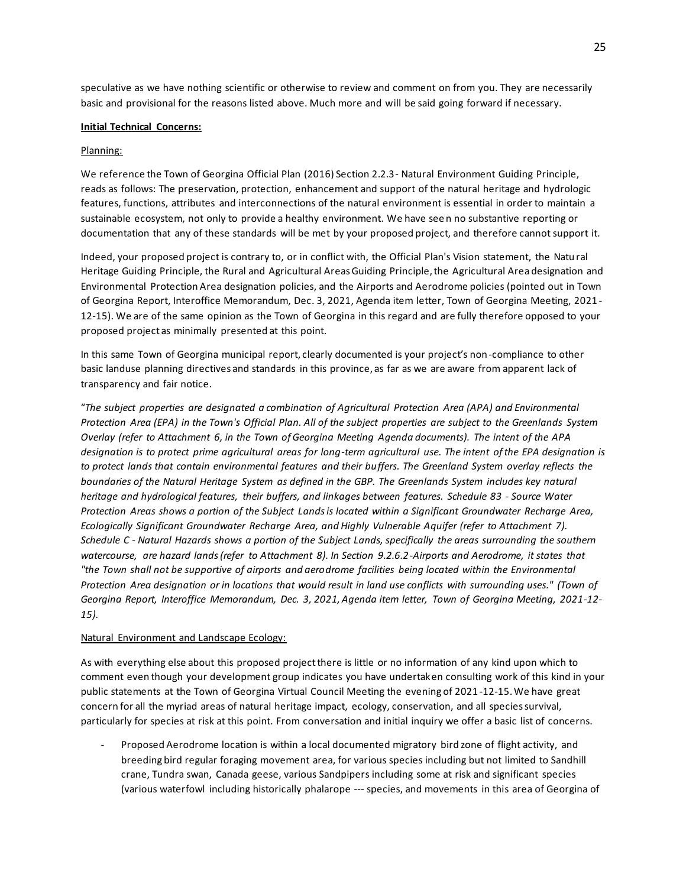speculative as we have nothing scientific or otherwise to review and comment on from you. They are necessarily basic and provisional for the reasons listed above. Much more and will be said going forward if necessary.

**Initial Technical Concerns:**

Planning:

We reference the Town of Georgina Official Plan (2016) Section 2.2.3- Natural Environment Guiding Principle, reads as follows: The preservation, protection, enhancement and support of the natural heritage and hydrologic features, functions, attributes and interconnections of the natural environment is essential in order to maintain a sustainable ecosystem, not only to provide a healthy environment. We have seen no substantive reporting or documentation that any of these standards will be met by your proposed project, and therefore cannot support it.

Indeed, your proposed project is contrary to, or in conflict with, the Official Plan's Vision statement, the Natural Heritage Guiding Principle, the Rural and Agricultural Areas Guiding Principle, the Agricultural Area designation and Environmental Protection Area designation policies, and the Airports and Aerodrome policies (pointed out in Town of Georgina Report, Interoffice Memorandum, Dec. 3, 2021, Agenda item letter, Town of Georgina Meeting, 2021-12-15). We are of the same opinion as the Town of Georgina in this regard and are fully therefore opposed to your proposed project as minimally presented at this point.

In this same Town of Georgina municipal report, clearly documented is your project's non-compliance to other basic landuse planning directives and standards in this province, as far as we are aware from apparent lack of transparency and fair notice.

"*The subject properties are designated a combination of Agricultural Protection Area (APA) and Environmental Protection Area (EPA) in the Town's Official Plan. All of the subject properties are subject to the Greenlands System Overlay (refer to Attachment 6, in the Town of Georgina Meeting Agenda documents). The intent of the APA designation is to protect prime agricultural areas for long-term agricultural use. The intent of the EPA designation is to protect lands that contain environmental features and their buffers. The Greenland System overlay reflects the boundaries of the Natural Heritage System as defined in the GBP. The Greenlands System includes key natural heritage and hydrological features, their buffers, and linkages between features. Schedule 83 - Source Water Protection Areas shows a portion of the Subject Lands is located within a Significant Groundwater Recharge Area, Ecologically Significant Groundwater Recharge Area, and Highly Vulnerable Aquifer (refer to Attachment 7). Schedule C - Natural Hazards shows a portion of the Subject Lands, specifically the areas surrounding the southern watercourse, are hazard lands (refer to Attachment 8). In Section 9.2.6.2-Airports and Aerodrome, it states that "the Town shall not be supportive of airports and aerodrome facilities being located within the Environmental Protection Area designation or in locations that would result in land use conflicts with surrounding uses." (Town of Georgina Report, Interoffice Memorandum, Dec. 3, 2021, Agenda item letter, Town of Georgina Meeting, 2021-12-15).*

Natural Environment and Landscape Ecology:

As with everything else about this proposed project there is little or no information of any kind upon which to comment even though your development group indicates you have undertaken consulting work of this kind in your public statements at the Town of Georgina Virtual Council Meeting the evening of 2021-12-15. We have great concern for all the myriad areas of natural heritage impact, ecology, conservation, and all species survival, particularly for species at risk at this point. From conversation and initial inquiry we offer a basic list of concerns.

- Proposed Aerodrome location is within a local documented migratory bird zone of flight activity, and breeding bird regular foraging movement area, for various species including but not limited to Sandhill crane, Tundra swan, Canada geese, various Sandpipers including some at risk and significant species (various waterfowl including historically phalarope --- species, and movements in this area of Georgina of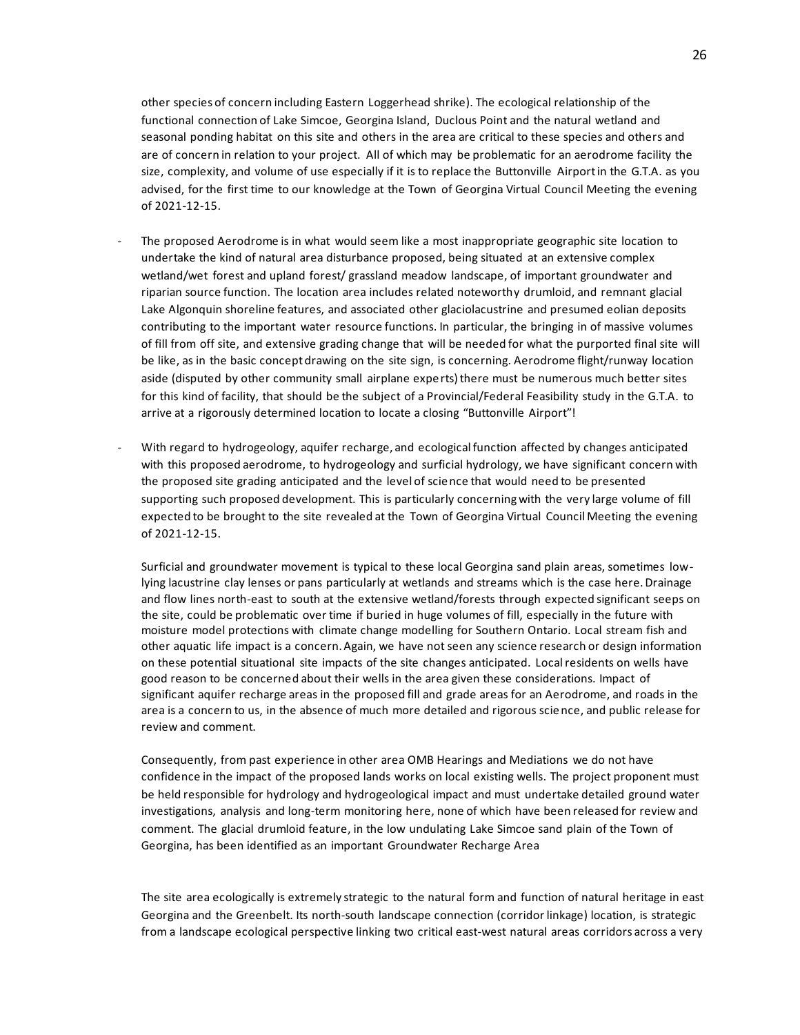other species of concern including Eastern Loggerhead shrike). The ecological relationship of the functional connection of Lake Simcoe, Georgina Island, Duclous Point and the natural wetland and seasonal ponding habitat on this site and others in the area are critical to these species and others and are of concern in relation to your project. All of which may be problematic for an aerodrome facility the size, complexity, and volume of use especially if it is to replace the Buttonville Airport in the G.T.A. as you advised, for the first time to our knowledge at the Town of Georgina Virtual Council Meeting the evening of 2021-12-15.

- The proposed Aerodrome is in what would seem like a most inappropriate geographic site location to undertake the kind of natural area disturbance proposed, being situated at an extensive complex wetland/wet forest and upland forest/ grassland meadow landscape, of important groundwater and riparian source function. The location area includes related noteworthy drumloid, and remnant glacial Lake Algonquin shoreline features, and associated other glaciolacustrine and presumed eolian deposits contributing to the important water resource functions. In particular, the bringing in of massive volumes of fill from off site, and extensive grading change that will be needed for what the purported final site will be like, as in the basic concept drawing on the site sign, is concerning. Aerodrome flight/runway location aside (disputed by other community small airplane experts) there must be numerous much better sites for this kind of facility, that should be the subject of a Provincial/Federal Feasibility study in the G.T.A. to arrive at a rigorously determined location to locate a closing "Buttonville Airport"!

- With regard to hydrogeology, aquifer recharge, and ecological function affected by changes anticipated with this proposed aerodrome, to hydrogeology and surficial hydrology, we have significant concern with the proposed site grading anticipated and the level of science that would need to be presented supporting such proposed development. This is particularly concerning with the very large volume of fill expected to be brought to the site revealed at the Town of Georgina Virtual Council Meeting the evening of 2021-12-15.

  Surficial and groundwater movement is typical to these local Georgina sand plain areas, sometimes low-lying lacustrine clay lenses or pans particularly at wetlands and streams which is the case here. Drainage and flow lines north-east to south at the extensive wetland/forests through expected significant seeps on the site, could be problematic over time if buried in huge volumes of fill, especially in the future with moisture model protections with climate change modelling for Southern Ontario. Local stream fish and other aquatic life impact is a concern. Again, we have not seen any science research or design information on these potential situational site impacts of the site changes anticipated. Local residents on wells have good reason to be concerned about their wells in the area given these considerations. Impact of significant aquifer recharge areas in the proposed fill and grade areas for an Aerodrome, and roads in the area is a concern to us, in the absence of much more detailed and rigorous science, and public release for review and comment.

  Consequently, from past experience in other area OMB Hearings and Mediations we do not have confidence in the impact of the proposed lands works on local existing wells. The project proponent must be held responsible for hydrology and hydrogeological impact and must undertake detailed ground water investigations, analysis and long-term monitoring here, none of which have been released for review and comment. The glacial drumloid feature, in the low undulating Lake Simcoe sand plain of the Town of Georgina, has been identified as an important Groundwater Recharge Area

  The site area ecologically is extremely strategic to the natural form and function of natural heritage in east Georgina and the Greenbelt. Its north-south landscape connection (corridor linkage) location, is strategic from a landscape ecological perspective linking two critical east-west natural areas corridors across a very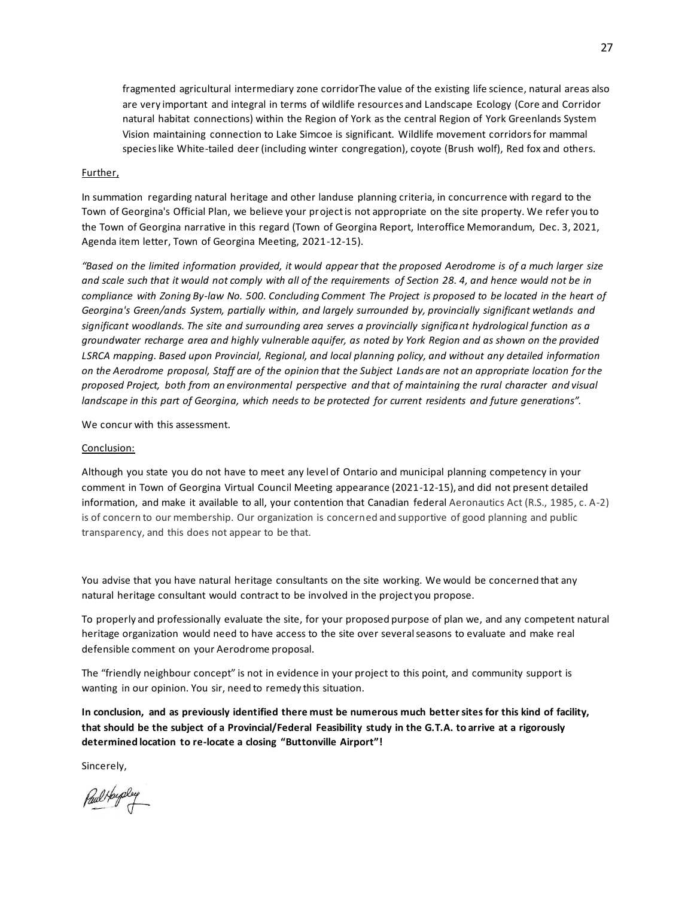fragmented agricultural intermediary zone corridorThe value of the existing life science, natural areas also are very important and integral in terms of wildlife resources and Landscape Ecology (Core and Corridor natural habitat connections) within the Region of York as the central Region of York Greenlands System Vision maintaining connection to Lake Simcoe is significant. Wildlife movement corridors for mammal species like White-tailed deer (including winter congregation), coyote (Brush wolf), Red fox and others.

Further,

In summation regarding natural heritage and other landuse planning criteria, in concurrence with regard to the Town of Georgina's Official Plan, we believe your project is not appropriate on the site property. We refer you to the Town of Georgina narrative in this regard (Town of Georgina Report, Interoffice Memorandum, Dec. 3, 2021, Agenda item letter, Town of Georgina Meeting, 2021-12-15).

*"Based on the limited information provided, it would appear that the proposed Aerodrome is of a much larger size and scale such that it would not comply with all of the requirements of Section 28. 4, and hence would not be in compliance with Zoning By-law No. 500. Concluding Comment The Project is proposed to be located in the heart of Georgina's Green/ands System, partially within, and largely surrounded by, provincially significant wetlands and significant woodlands. The site and surrounding area serves a provincially significant hydrological function as a groundwater recharge area and highly vulnerable aquifer, as noted by York Region and as shown on the provided LSRCA mapping. Based upon Provincial, Regional, and local planning policy, and without any detailed information on the Aerodrome proposal, Staff are of the opinion that the Subject Lands are not an appropriate location for the proposed Project, both from an environmental perspective and that of maintaining the rural character and visual landscape in this part of Georgina, which needs to be protected for current residents and future generations".*

We concur with this assessment.

Conclusion:

Although you state you do not have to meet any level of Ontario and municipal planning competency in your comment in Town of Georgina Virtual Council Meeting appearance (2021-12-15), and did not present detailed information, and make it available to all, your contention that Canadian federal Aeronautics Act (R.S., 1985, c. A-2) is of concern to our membership. Our organization is concerned and supportive of good planning and public transparency, and this does not appear to be that.

You advise that you have natural heritage consultants on the site working. We would be concerned that any natural heritage consultant would contract to be involved in the project you propose.

To properly and professionally evaluate the site, for your proposed purpose of plan we, and any competent natural heritage organization would need to have access to the site over several seasons to evaluate and make real defensible comment on your Aerodrome proposal.

The "friendly neighbour concept" is not in evidence in your project to this point, and community support is wanting in our opinion. You sir, need to remedy this situation.

**In conclusion, and as previously identified there must be numerous much better sites for this kind of facility, that should be the subject of a Provincial/Federal Feasibility study in the G.T.A. to arrive at a rigorously determined location to re-locate a closing "Buttonville Airport"!**

Sincerely,

Paul Harpley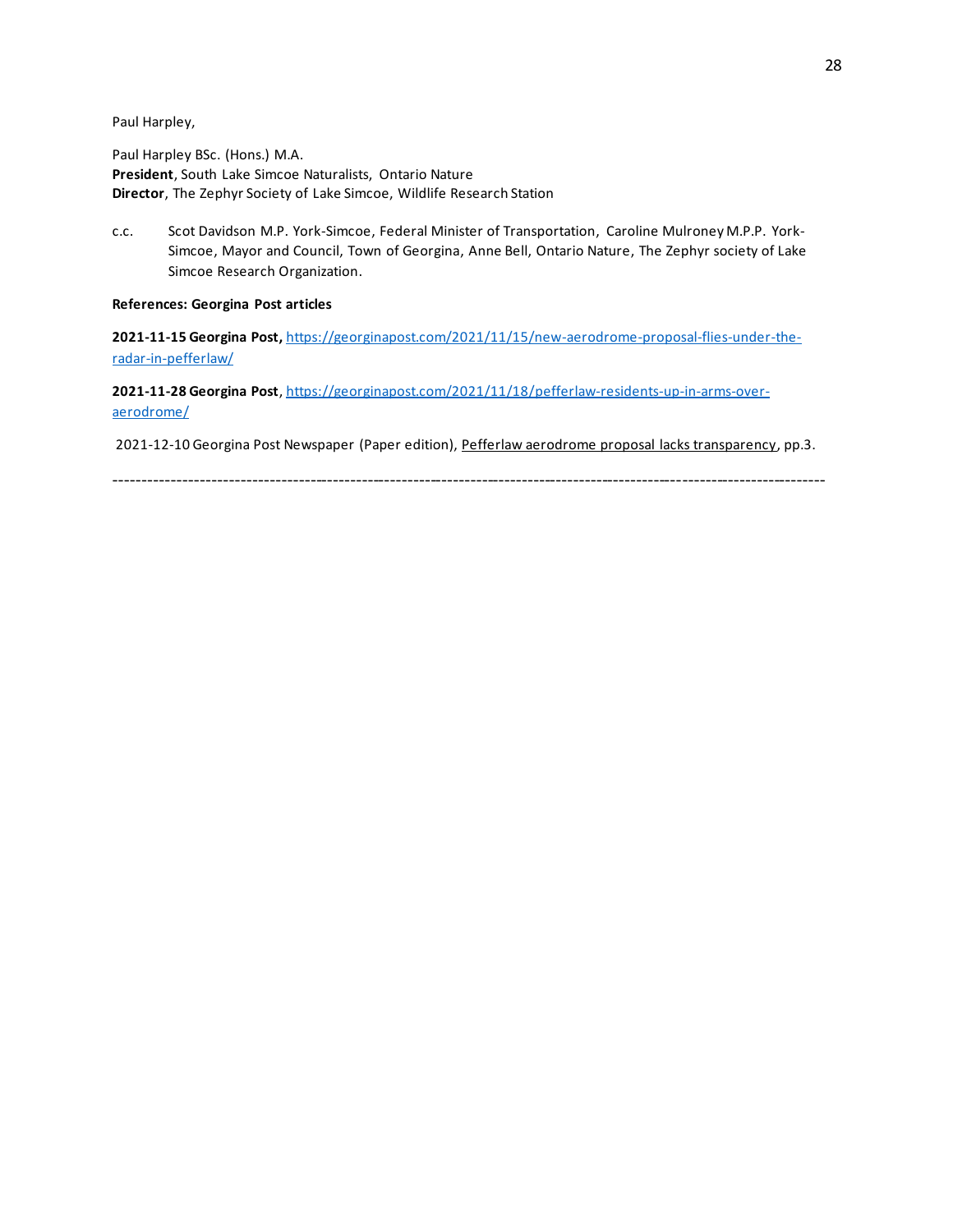Paul Harpley,

Paul Harpley BSc. (Hons.) M.A.
**President**, South Lake Simcoe Naturalists, Ontario Nature
**Director**, The Zephyr Society of Lake Simcoe, Wildlife Research Station

c.c. Scot Davidson M.P. York-Simcoe, Federal Minister of Transportation, Caroline Mulroney M.P.P. York-Simcoe, Mayor and Council, Town of Georgina, Anne Bell, Ontario Nature, The Zephyr society of Lake Simcoe Research Organization.

**References: Georgina Post articles**

**2021-11-15 Georgina Post,** https://georginapost.com/2021/11/15/new-aerodrome-proposal-flies-under-the-radar-in-pefferlaw/

**2021-11-28 Georgina Post**, https://georginapost.com/2021/11/18/pefferlaw-residents-up-in-arms-over-aerodrome/

2021-12-10 Georgina Post Newspaper (Paper edition), Pefferlaw aerodrome proposal lacks transparency, pp.3.

---